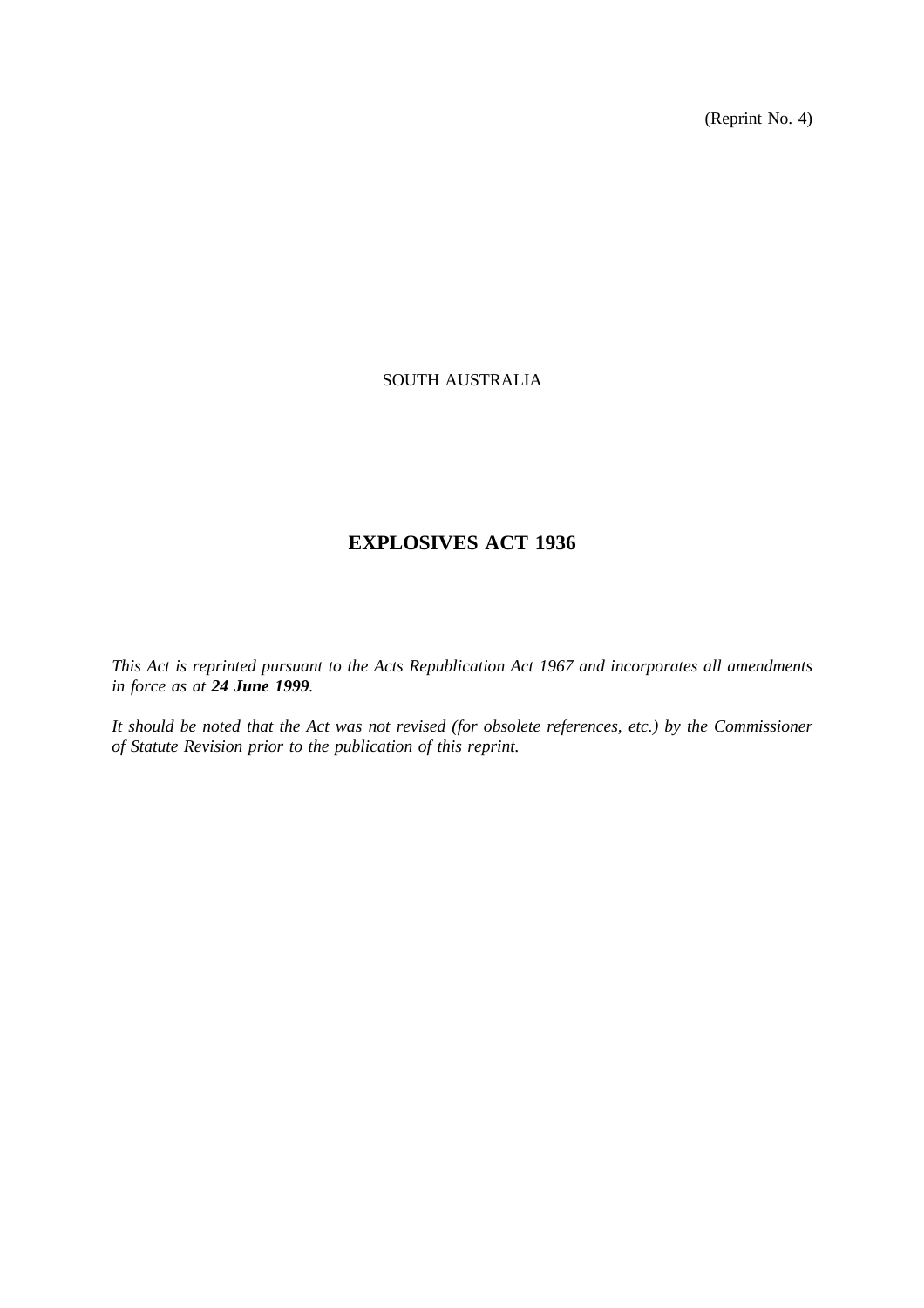(Reprint No. 4)

SOUTH AUSTRALIA

# EXPLOSIVES ACT 1936

*This Act is reprinted pursuant to the Acts Republication Act 1967 and incorporates all amendments in force as at **24 June 1999**.*

*It should be noted that the Act was not revised (for obsolete references, etc.) by the Commissioner of Statute Revision prior to the publication of this reprint.*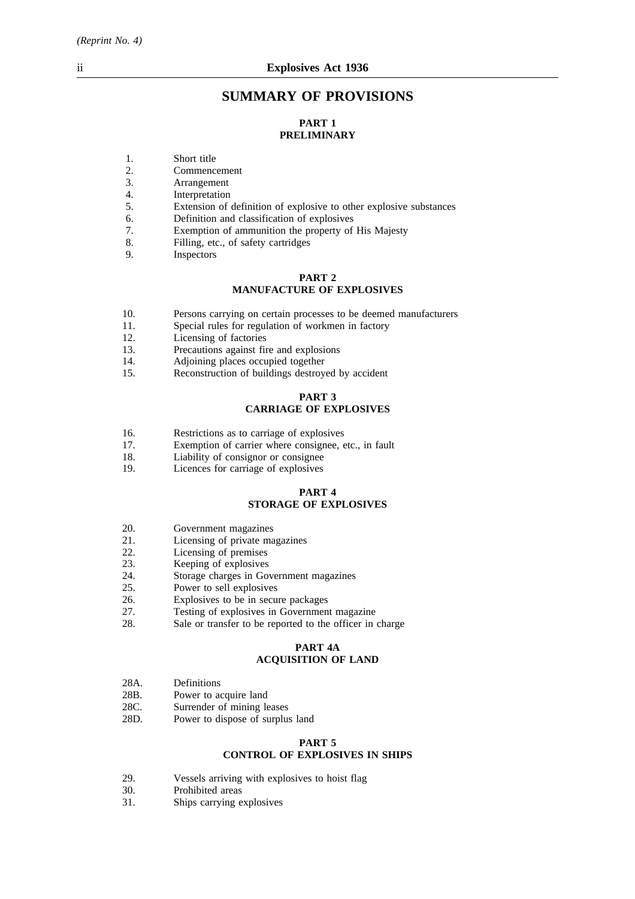# SUMMARY OF PROVISIONS

## PART 1
## PRELIMINARY

1. Short title
2. Commencement
3. Arrangement
4. Interpretation
5. Extension of definition of explosive to other explosive substances
6. Definition and classification of explosives
7. Exemption of ammunition the property of His Majesty
8. Filling, etc., of safety cartridges
9. Inspectors

## PART 2
## MANUFACTURE OF EXPLOSIVES

10. Persons carrying on certain processes to be deemed manufacturers
11. Special rules for regulation of workmen in factory
12. Licensing of factories
13. Precautions against fire and explosions
14. Adjoining places occupied together
15. Reconstruction of buildings destroyed by accident

## PART 3
## CARRIAGE OF EXPLOSIVES

16. Restrictions as to carriage of explosives
17. Exemption of carrier where consignee, etc., in fault
18. Liability of consignor or consignee
19. Licences for carriage of explosives

## PART 4
## STORAGE OF EXPLOSIVES

20. Government magazines
21. Licensing of private magazines
22. Licensing of premises
23. Keeping of explosives
24. Storage charges in Government magazines
25. Power to sell explosives
26. Explosives to be in secure packages
27. Testing of explosives in Government magazine
28. Sale or transfer to be reported to the officer in charge

## PART 4A
## ACQUISITION OF LAND

28A. Definitions
28B. Power to acquire land
28C. Surrender of mining leases
28D. Power to dispose of surplus land

## PART 5
## CONTROL OF EXPLOSIVES IN SHIPS

29. Vessels arriving with explosives to hoist flag
30. Prohibited areas
31. Ships carrying explosives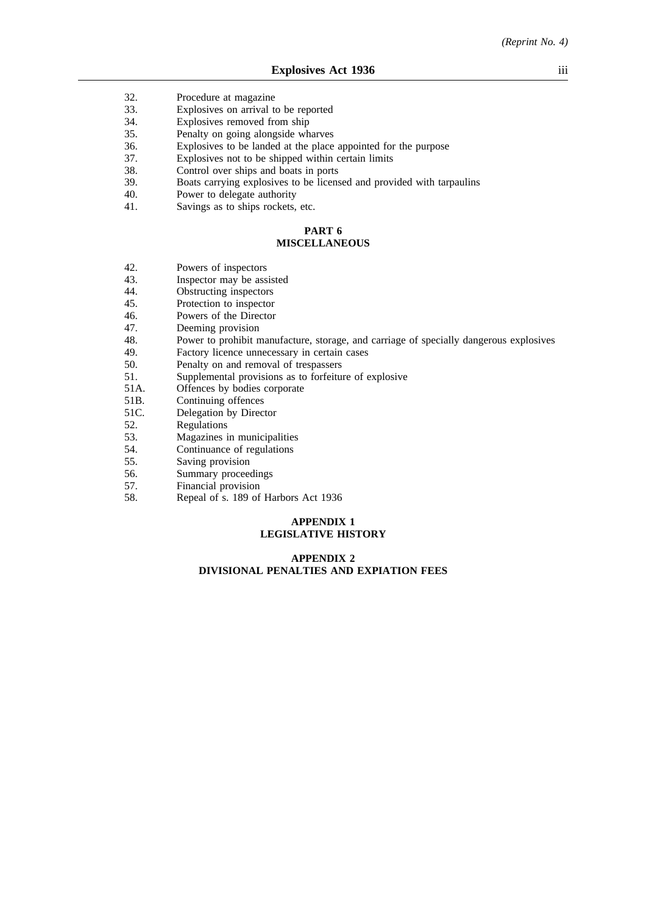32. Procedure at magazine
33. Explosives on arrival to be reported
34. Explosives removed from ship
35. Penalty on going alongside wharves
36. Explosives to be landed at the place appointed for the purpose
37. Explosives not to be shipped within certain limits
38. Control over ships and boats in ports
39. Boats carrying explosives to be licensed and provided with tarpaulins
40. Power to delegate authority
41. Savings as to ships rockets, etc.

## PART 6
## MISCELLANEOUS

42. Powers of inspectors
43. Inspector may be assisted
44. Obstructing inspectors
45. Protection to inspector
46. Powers of the Director
47. Deeming provision
48. Power to prohibit manufacture, storage, and carriage of specially dangerous explosives
49. Factory licence unnecessary in certain cases
50. Penalty on and removal of trespassers
51. Supplemental provisions as to forfeiture of explosive

51A. Offences by bodies corporate

51B. Continuing offences

51C. Delegation by Director

52. Regulations
53. Magazines in municipalities
54. Continuance of regulations
55. Saving provision
56. Summary proceedings
57. Financial provision
58. Repeal of s. 189 of Harbors Act 1936

## APPENDIX 1
## LEGISLATIVE HISTORY

## APPENDIX 2
## DIVISIONAL PENALTIES AND EXPIATION FEES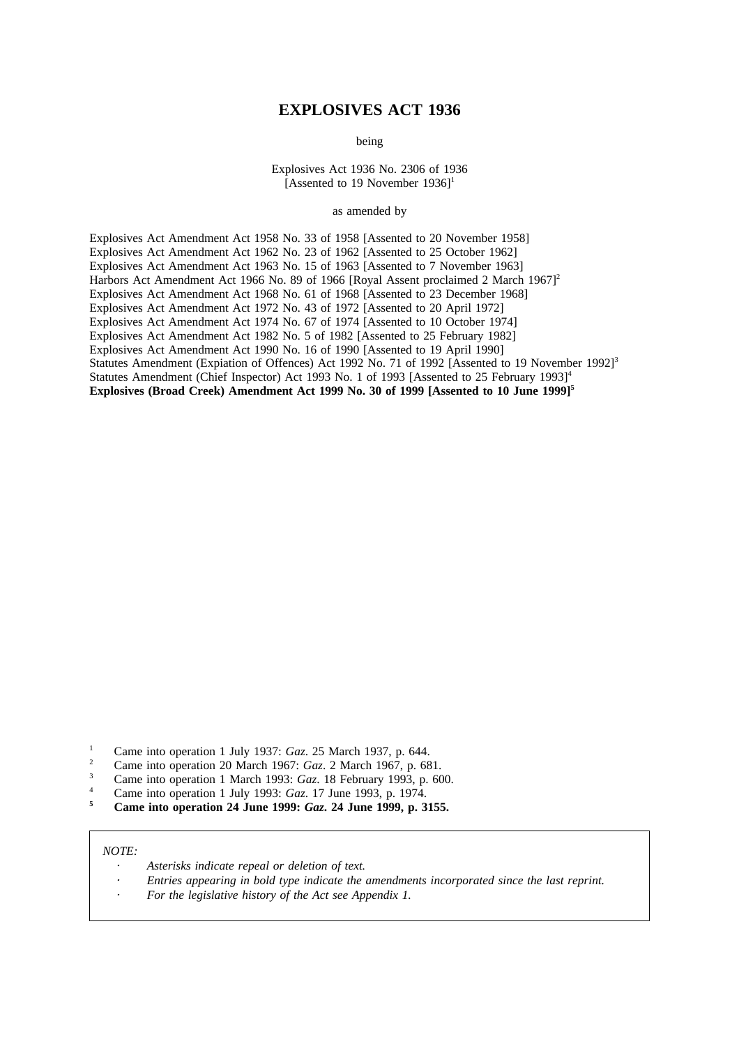# EXPLOSIVES ACT 1936

being

Explosives Act 1936 No. 2306 of 1936
[Assented to 19 November 1936][1]

as amended by

Explosives Act Amendment Act 1958 No. 33 of 1958 [Assented to 20 November 1958]
Explosives Act Amendment Act 1962 No. 23 of 1962 [Assented to 25 October 1962]
Explosives Act Amendment Act 1963 No. 15 of 1963 [Assented to 7 November 1963]
Harbors Act Amendment Act 1966 No. 89 of 1966 [Royal Assent proclaimed 2 March 1967][2]
Explosives Act Amendment Act 1968 No. 61 of 1968 [Assented to 23 December 1968]
Explosives Act Amendment Act 1972 No. 43 of 1972 [Assented to 20 April 1972]
Explosives Act Amendment Act 1974 No. 67 of 1974 [Assented to 10 October 1974]
Explosives Act Amendment Act 1982 No. 5 of 1982 [Assented to 25 February 1982]
Explosives Act Amendment Act 1990 No. 16 of 1990 [Assented to 19 April 1990]
Statutes Amendment (Expiation of Offences) Act 1992 No. 71 of 1992 [Assented to 19 November 1992][3]
Statutes Amendment (Chief Inspector) Act 1993 No. 1 of 1993 [Assented to 25 February 1993][4]
**Explosives (Broad Creek) Amendment Act 1999 No. 30 of 1999 [Assented to 10 June 1999][5]**

[1] Came into operation 1 July 1937: *Gaz*. 25 March 1937, p. 644.
[2] Came into operation 20 March 1967: *Gaz*. 2 March 1967, p. 681.
[3] Came into operation 1 March 1993: *Gaz*. 18 February 1993, p. 600.
[4] Came into operation 1 July 1993: *Gaz*. 17 June 1993, p. 1974.
**[5] Came into operation 24 June 1999: *Gaz*. 24 June 1999, p. 3155.**

*NOTE:*

- *Asterisks indicate repeal or deletion of text.*
- *Entries appearing in bold type indicate the amendments incorporated since the last reprint.*
- *For the legislative history of the Act see Appendix 1.*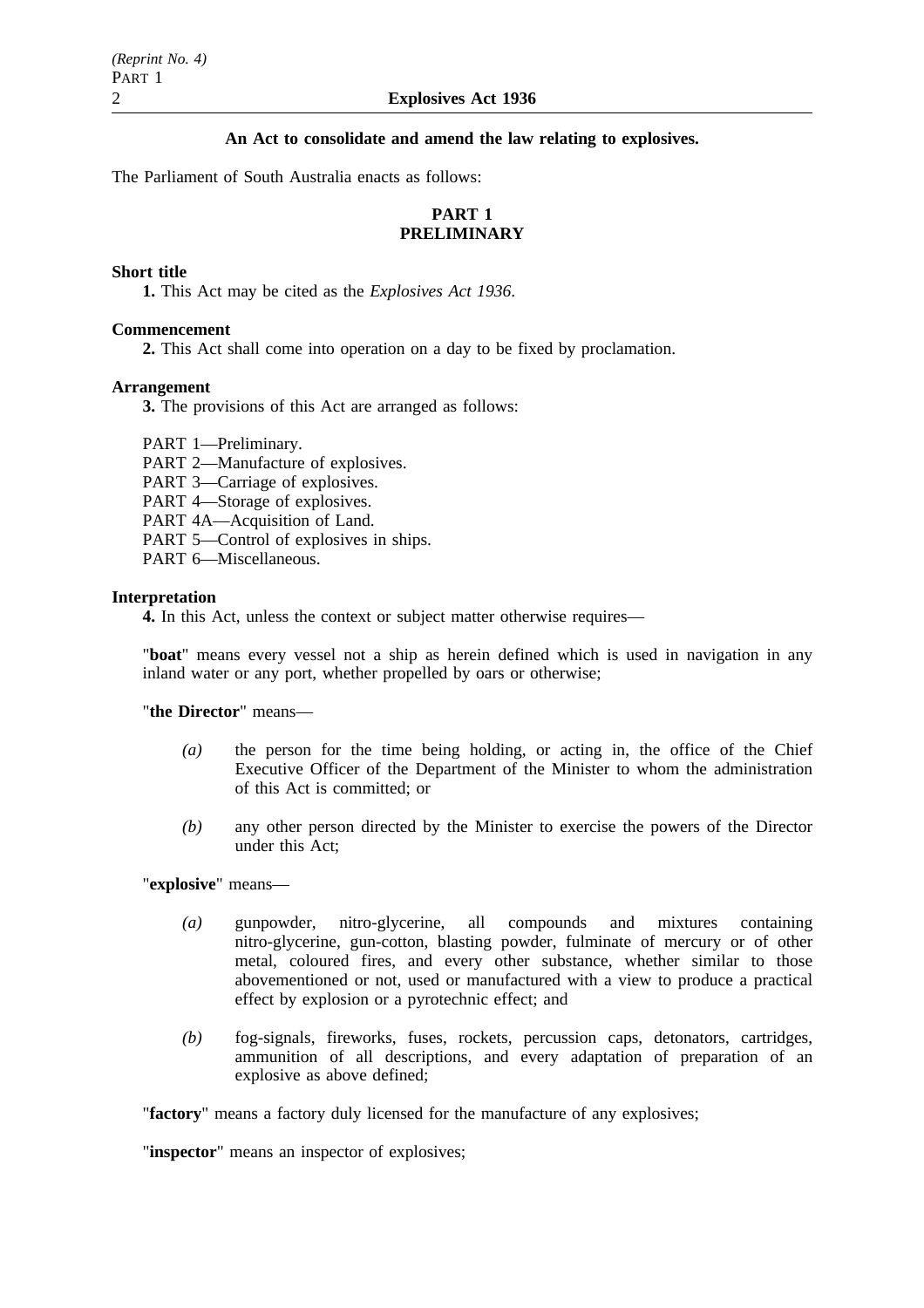**An Act to consolidate and amend the law relating to explosives.**

The Parliament of South Australia enacts as follows:

## PART 1
## PRELIMINARY

**Short title**

**1.** This Act may be cited as the *Explosives Act 1936*.

**Commencement**

**2.** This Act shall come into operation on a day to be fixed by proclamation.

**Arrangement**

**3.** The provisions of this Act are arranged as follows:

PART 1—Preliminary.
PART 2—Manufacture of explosives.
PART 3—Carriage of explosives.
PART 4—Storage of explosives.
PART 4A—Acquisition of Land.
PART 5—Control of explosives in ships.
PART 6—Miscellaneous.

**Interpretation**

**4.** In this Act, unless the context or subject matter otherwise requires—

"**boat**" means every vessel not a ship as herein defined which is used in navigation in any inland water or any port, whether propelled by oars or otherwise;

"**the Director**" means—

*(a)* the person for the time being holding, or acting in, the office of the Chief Executive Officer of the Department of the Minister to whom the administration of this Act is committed; or

*(b)* any other person directed by the Minister to exercise the powers of the Director under this Act;

"**explosive**" means—

*(a)* gunpowder, nitro-glycerine, all compounds and mixtures containing nitro-glycerine, gun-cotton, blasting powder, fulminate of mercury or of other metal, coloured fires, and every other substance, whether similar to those abovementioned or not, used or manufactured with a view to produce a practical effect by explosion or a pyrotechnic effect; and

*(b)* fog-signals, fireworks, fuses, rockets, percussion caps, detonators, cartridges, ammunition of all descriptions, and every adaptation of preparation of an explosive as above defined;

"**factory**" means a factory duly licensed for the manufacture of any explosives;

"**inspector**" means an inspector of explosives;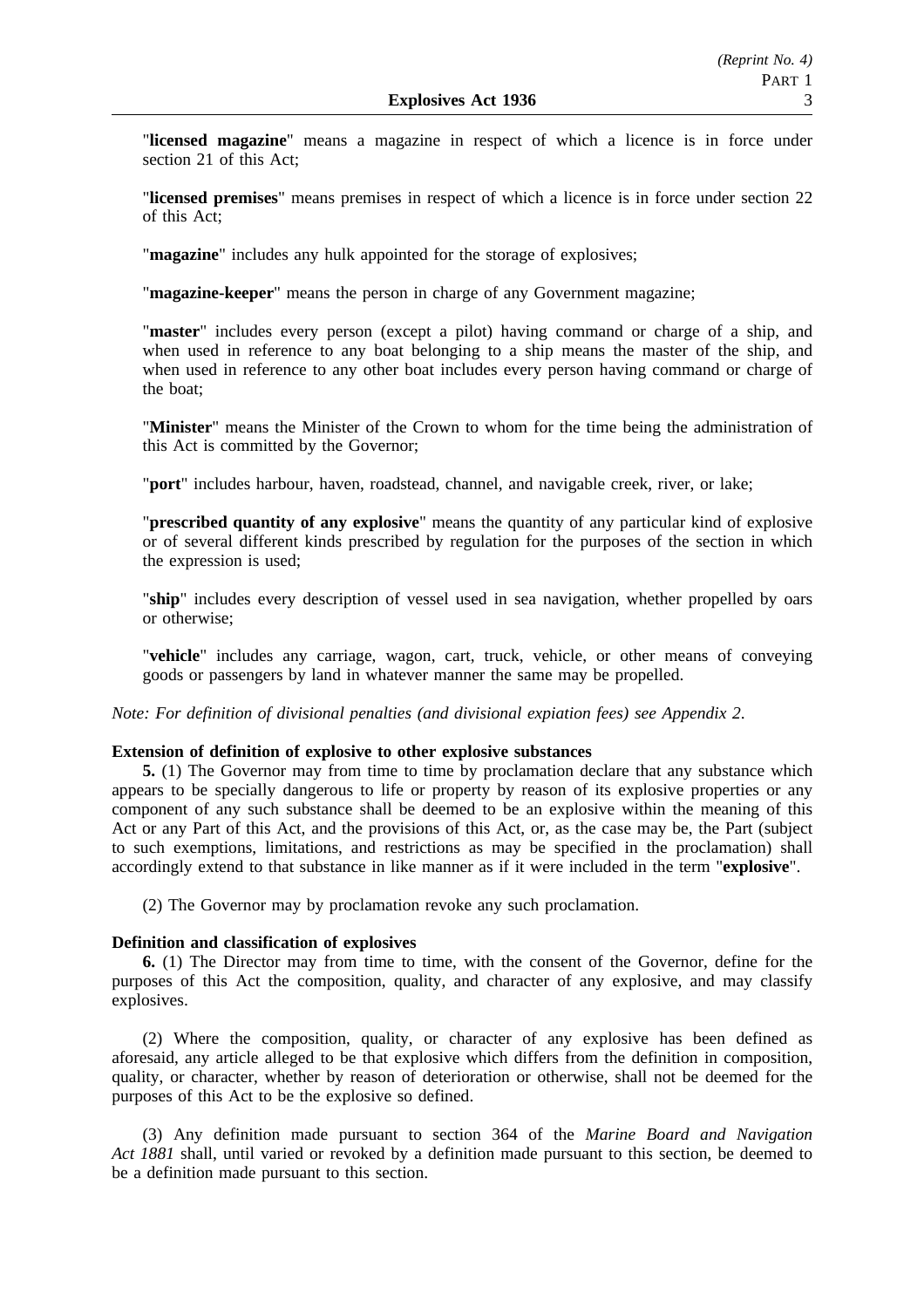"**licensed magazine**" means a magazine in respect of which a licence is in force under section 21 of this Act;

"**licensed premises**" means premises in respect of which a licence is in force under section 22 of this Act;

"**magazine**" includes any hulk appointed for the storage of explosives;

"**magazine-keeper**" means the person in charge of any Government magazine;

"**master**" includes every person (except a pilot) having command or charge of a ship, and when used in reference to any boat belonging to a ship means the master of the ship, and when used in reference to any other boat includes every person having command or charge of the boat;

"**Minister**" means the Minister of the Crown to whom for the time being the administration of this Act is committed by the Governor;

"**port**" includes harbour, haven, roadstead, channel, and navigable creek, river, or lake;

"**prescribed quantity of any explosive**" means the quantity of any particular kind of explosive or of several different kinds prescribed by regulation for the purposes of the section in which the expression is used;

"**ship**" includes every description of vessel used in sea navigation, whether propelled by oars or otherwise;

"**vehicle**" includes any carriage, wagon, cart, truck, vehicle, or other means of conveying goods or passengers by land in whatever manner the same may be propelled.

*Note: For definition of divisional penalties (and divisional expiation fees) see Appendix 2.*

**Extension of definition of explosive to other explosive substances**

**5.** (1) The Governor may from time to time by proclamation declare that any substance which appears to be specially dangerous to life or property by reason of its explosive properties or any component of any such substance shall be deemed to be an explosive within the meaning of this Act or any Part of this Act, and the provisions of this Act, or, as the case may be, the Part (subject to such exemptions, limitations, and restrictions as may be specified in the proclamation) shall accordingly extend to that substance in like manner as if it were included in the term "**explosive**".

(2) The Governor may by proclamation revoke any such proclamation.

**Definition and classification of explosives**

**6.** (1) The Director may from time to time, with the consent of the Governor, define for the purposes of this Act the composition, quality, and character of any explosive, and may classify explosives.

(2) Where the composition, quality, or character of any explosive has been defined as aforesaid, any article alleged to be that explosive which differs from the definition in composition, quality, or character, whether by reason of deterioration or otherwise, shall not be deemed for the purposes of this Act to be the explosive so defined.

(3) Any definition made pursuant to section 364 of the *Marine Board and Navigation Act 1881* shall, until varied or revoked by a definition made pursuant to this section, be deemed to be a definition made pursuant to this section.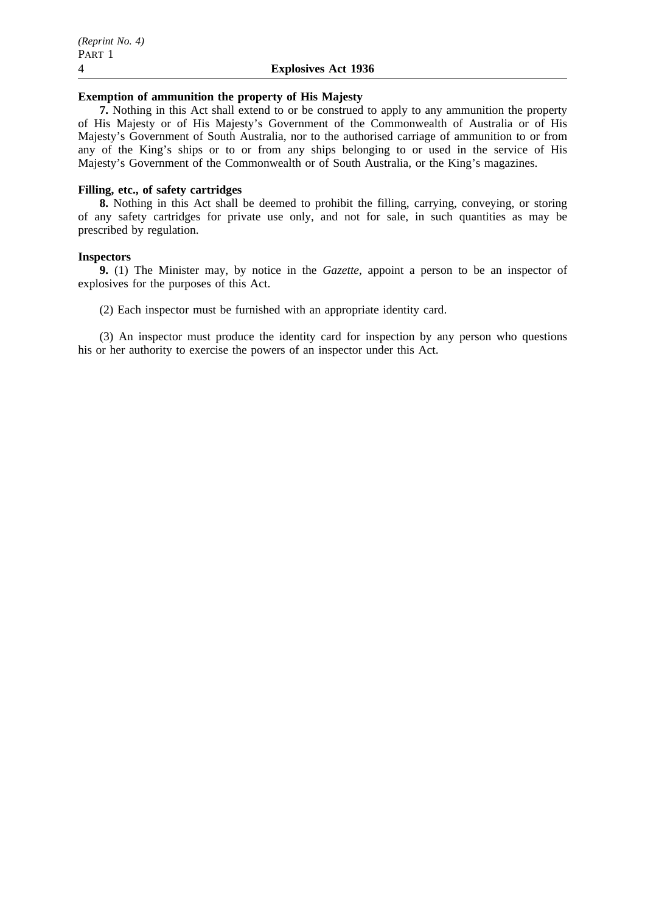**Exemption of ammunition the property of His Majesty**

**7.** Nothing in this Act shall extend to or be construed to apply to any ammunition the property of His Majesty or of His Majesty's Government of the Commonwealth of Australia or of His Majesty's Government of South Australia, nor to the authorised carriage of ammunition to or from any of the King's ships or to or from any ships belonging to or used in the service of His Majesty's Government of the Commonwealth or of South Australia, or the King's magazines.

**Filling, etc., of safety cartridges**

**8.** Nothing in this Act shall be deemed to prohibit the filling, carrying, conveying, or storing of any safety cartridges for private use only, and not for sale, in such quantities as may be prescribed by regulation.

**Inspectors**

**9.** (1) The Minister may, by notice in the *Gazette*, appoint a person to be an inspector of explosives for the purposes of this Act.

(2) Each inspector must be furnished with an appropriate identity card.

(3) An inspector must produce the identity card for inspection by any person who questions his or her authority to exercise the powers of an inspector under this Act.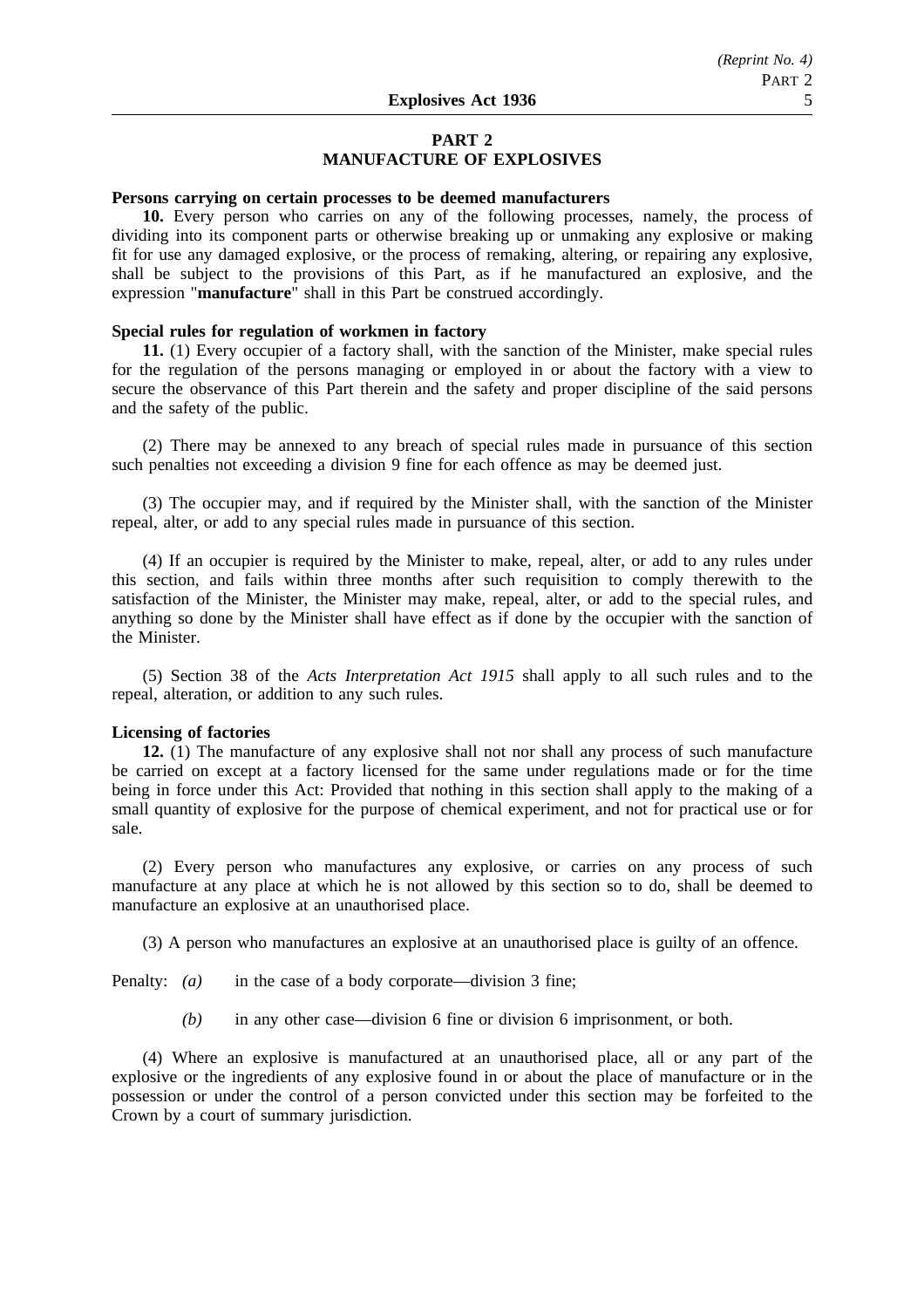## PART 2
## MANUFACTURE OF EXPLOSIVES

**Persons carrying on certain processes to be deemed manufacturers**

**10.** Every person who carries on any of the following processes, namely, the process of dividing into its component parts or otherwise breaking up or unmaking any explosive or making fit for use any damaged explosive, or the process of remaking, altering, or repairing any explosive, shall be subject to the provisions of this Part, as if he manufactured an explosive, and the expression "**manufacture**" shall in this Part be construed accordingly.

**Special rules for regulation of workmen in factory**

**11.** (1) Every occupier of a factory shall, with the sanction of the Minister, make special rules for the regulation of the persons managing or employed in or about the factory with a view to secure the observance of this Part therein and the safety and proper discipline of the said persons and the safety of the public.

(2) There may be annexed to any breach of special rules made in pursuance of this section such penalties not exceeding a division 9 fine for each offence as may be deemed just.

(3) The occupier may, and if required by the Minister shall, with the sanction of the Minister repeal, alter, or add to any special rules made in pursuance of this section.

(4) If an occupier is required by the Minister to make, repeal, alter, or add to any rules under this section, and fails within three months after such requisition to comply therewith to the satisfaction of the Minister, the Minister may make, repeal, alter, or add to the special rules, and anything so done by the Minister shall have effect as if done by the occupier with the sanction of the Minister.

(5) Section 38 of the *Acts Interpretation Act 1915* shall apply to all such rules and to the repeal, alteration, or addition to any such rules.

**Licensing of factories**

**12.** (1) The manufacture of any explosive shall not nor shall any process of such manufacture be carried on except at a factory licensed for the same under regulations made or for the time being in force under this Act: Provided that nothing in this section shall apply to the making of a small quantity of explosive for the purpose of chemical experiment, and not for practical use or for sale.

(2) Every person who manufactures any explosive, or carries on any process of such manufacture at any place at which he is not allowed by this section so to do, shall be deemed to manufacture an explosive at an unauthorised place.

(3) A person who manufactures an explosive at an unauthorised place is guilty of an offence.

Penalty: *(a)* in the case of a body corporate—division 3 fine;

*(b)* in any other case—division 6 fine or division 6 imprisonment, or both.

(4) Where an explosive is manufactured at an unauthorised place, all or any part of the explosive or the ingredients of any explosive found in or about the place of manufacture or in the possession or under the control of a person convicted under this section may be forfeited to the Crown by a court of summary jurisdiction.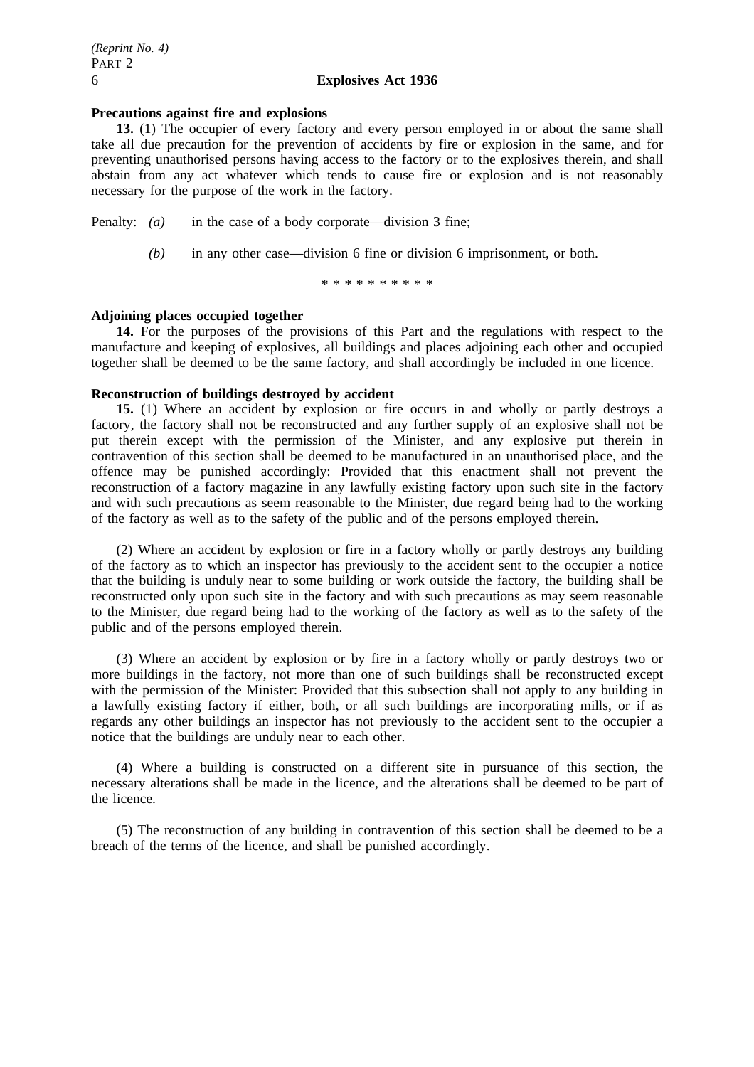**Precautions against fire and explosions**

**13.** (1) The occupier of every factory and every person employed in or about the same shall take all due precaution for the prevention of accidents by fire or explosion in the same, and for preventing unauthorised persons having access to the factory or to the explosives therein, and shall abstain from any act whatever which tends to cause fire or explosion and is not reasonably necessary for the purpose of the work in the factory.

Penalty: *(a)* in the case of a body corporate—division 3 fine;

*(b)* in any other case—division 6 fine or division 6 imprisonment, or both.

\* \* \* \* \* \* \* \* \* \*

**Adjoining places occupied together**

**14.** For the purposes of the provisions of this Part and the regulations with respect to the manufacture and keeping of explosives, all buildings and places adjoining each other and occupied together shall be deemed to be the same factory, and shall accordingly be included in one licence.

**Reconstruction of buildings destroyed by accident**

**15.** (1) Where an accident by explosion or fire occurs in and wholly or partly destroys a factory, the factory shall not be reconstructed and any further supply of an explosive shall not be put therein except with the permission of the Minister, and any explosive put therein in contravention of this section shall be deemed to be manufactured in an unauthorised place, and the offence may be punished accordingly: Provided that this enactment shall not prevent the reconstruction of a factory magazine in any lawfully existing factory upon such site in the factory and with such precautions as seem reasonable to the Minister, due regard being had to the working of the factory as well as to the safety of the public and of the persons employed therein.

(2) Where an accident by explosion or fire in a factory wholly or partly destroys any building of the factory as to which an inspector has previously to the accident sent to the occupier a notice that the building is unduly near to some building or work outside the factory, the building shall be reconstructed only upon such site in the factory and with such precautions as may seem reasonable to the Minister, due regard being had to the working of the factory as well as to the safety of the public and of the persons employed therein.

(3) Where an accident by explosion or by fire in a factory wholly or partly destroys two or more buildings in the factory, not more than one of such buildings shall be reconstructed except with the permission of the Minister: Provided that this subsection shall not apply to any building in a lawfully existing factory if either, both, or all such buildings are incorporating mills, or if as regards any other buildings an inspector has not previously to the accident sent to the occupier a notice that the buildings are unduly near to each other.

(4) Where a building is constructed on a different site in pursuance of this section, the necessary alterations shall be made in the licence, and the alterations shall be deemed to be part of the licence.

(5) The reconstruction of any building in contravention of this section shall be deemed to be a breach of the terms of the licence, and shall be punished accordingly.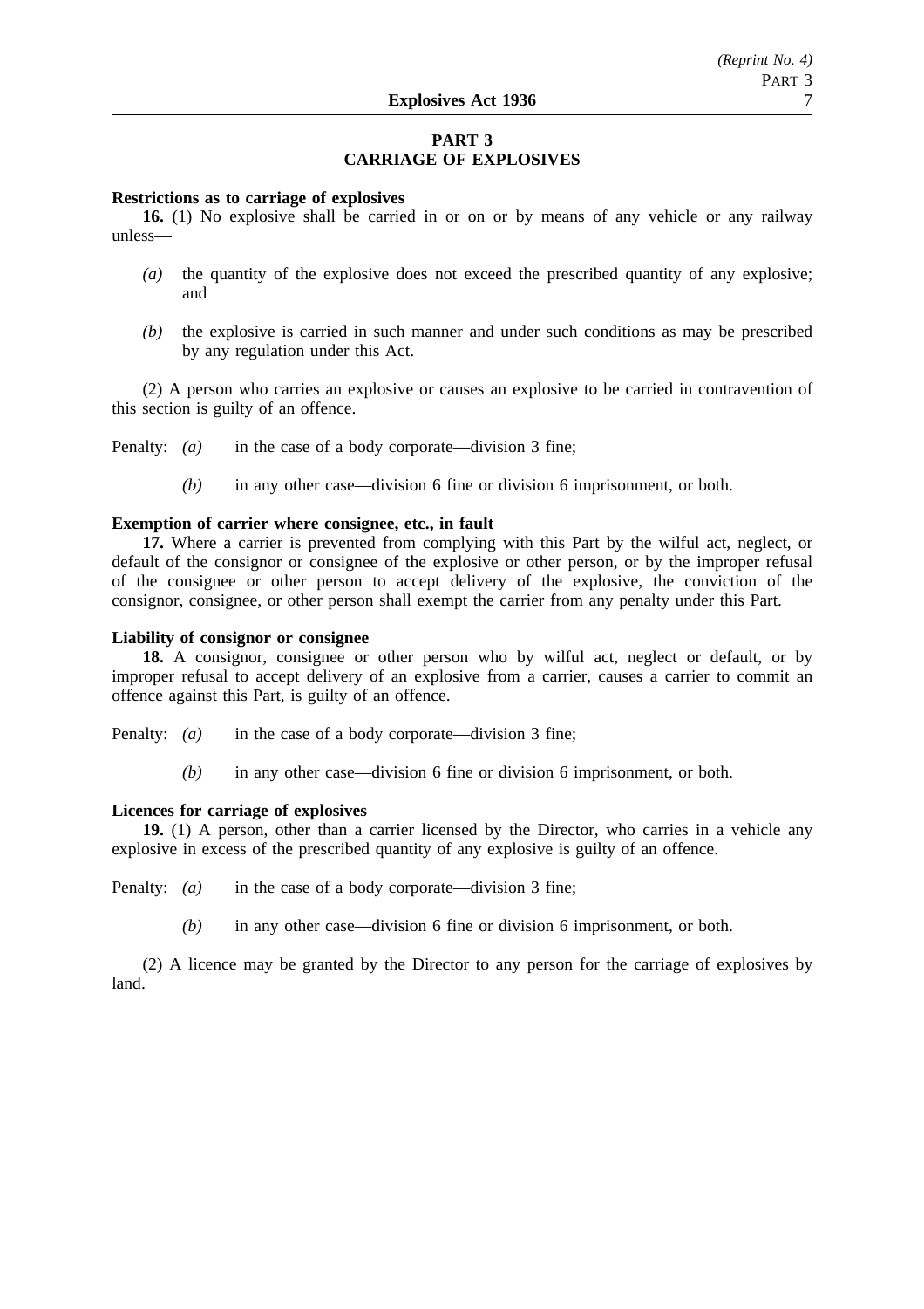## PART 3
## CARRIAGE OF EXPLOSIVES

**Restrictions as to carriage of explosives**

**16.** (1) No explosive shall be carried in or on or by means of any vehicle or any railway unless—

*(a)* the quantity of the explosive does not exceed the prescribed quantity of any explosive; and

*(b)* the explosive is carried in such manner and under such conditions as may be prescribed by any regulation under this Act.

(2) A person who carries an explosive or causes an explosive to be carried in contravention of this section is guilty of an offence.

Penalty: *(a)* in the case of a body corporate—division 3 fine;

*(b)* in any other case—division 6 fine or division 6 imprisonment, or both.

**Exemption of carrier where consignee, etc., in fault**

**17.** Where a carrier is prevented from complying with this Part by the wilful act, neglect, or default of the consignor or consignee of the explosive or other person, or by the improper refusal of the consignee or other person to accept delivery of the explosive, the conviction of the consignor, consignee, or other person shall exempt the carrier from any penalty under this Part.

**Liability of consignor or consignee**

**18.** A consignor, consignee or other person who by wilful act, neglect or default, or by improper refusal to accept delivery of an explosive from a carrier, causes a carrier to commit an offence against this Part, is guilty of an offence.

Penalty: *(a)* in the case of a body corporate—division 3 fine;

*(b)* in any other case—division 6 fine or division 6 imprisonment, or both.

**Licences for carriage of explosives**

**19.** (1) A person, other than a carrier licensed by the Director, who carries in a vehicle any explosive in excess of the prescribed quantity of any explosive is guilty of an offence.

Penalty: *(a)* in the case of a body corporate—division 3 fine;

*(b)* in any other case—division 6 fine or division 6 imprisonment, or both.

(2) A licence may be granted by the Director to any person for the carriage of explosives by land.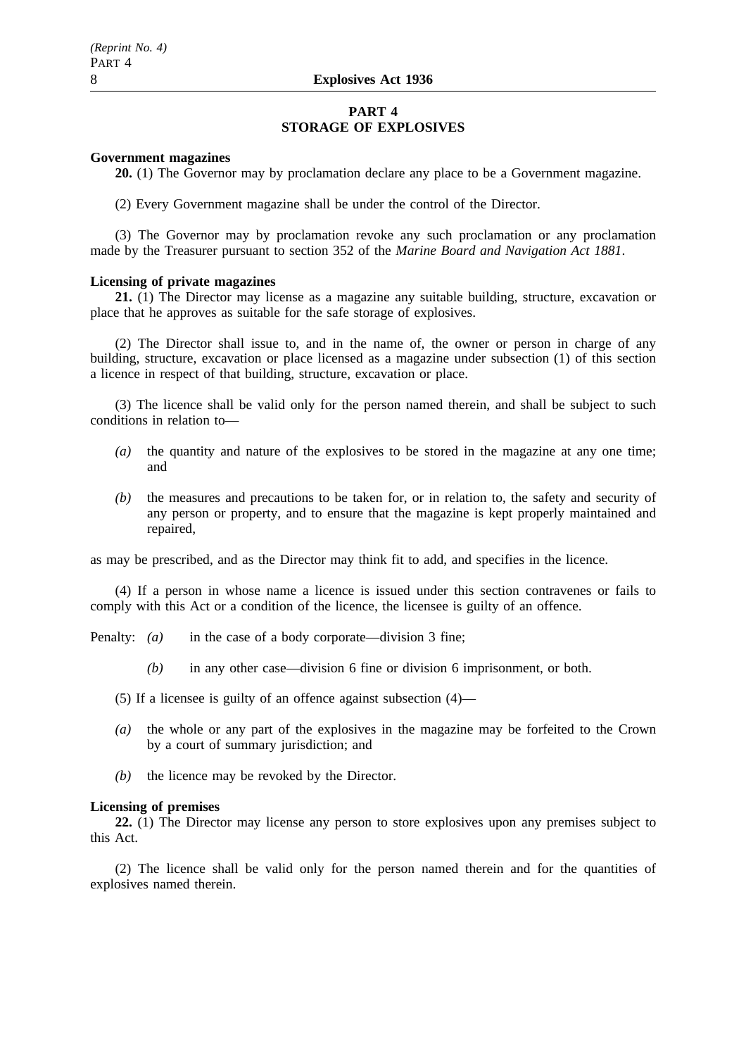## PART 4
## STORAGE OF EXPLOSIVES

**Government magazines**

**20.** (1) The Governor may by proclamation declare any place to be a Government magazine.

(2) Every Government magazine shall be under the control of the Director.

(3) The Governor may by proclamation revoke any such proclamation or any proclamation made by the Treasurer pursuant to section 352 of the *Marine Board and Navigation Act 1881*.

**Licensing of private magazines**

**21.** (1) The Director may license as a magazine any suitable building, structure, excavation or place that he approves as suitable for the safe storage of explosives.

(2) The Director shall issue to, and in the name of, the owner or person in charge of any building, structure, excavation or place licensed as a magazine under subsection (1) of this section a licence in respect of that building, structure, excavation or place.

(3) The licence shall be valid only for the person named therein, and shall be subject to such conditions in relation to—

*(a)* the quantity and nature of the explosives to be stored in the magazine at any one time; and

*(b)* the measures and precautions to be taken for, or in relation to, the safety and security of any person or property, and to ensure that the magazine is kept properly maintained and repaired,

as may be prescribed, and as the Director may think fit to add, and specifies in the licence.

(4) If a person in whose name a licence is issued under this section contravenes or fails to comply with this Act or a condition of the licence, the licensee is guilty of an offence.

Penalty: *(a)* in the case of a body corporate—division 3 fine;

*(b)* in any other case—division 6 fine or division 6 imprisonment, or both.

(5) If a licensee is guilty of an offence against subsection (4)—

*(a)* the whole or any part of the explosives in the magazine may be forfeited to the Crown by a court of summary jurisdiction; and

*(b)* the licence may be revoked by the Director.

**Licensing of premises**

**22.** (1) The Director may license any person to store explosives upon any premises subject to this Act.

(2) The licence shall be valid only for the person named therein and for the quantities of explosives named therein.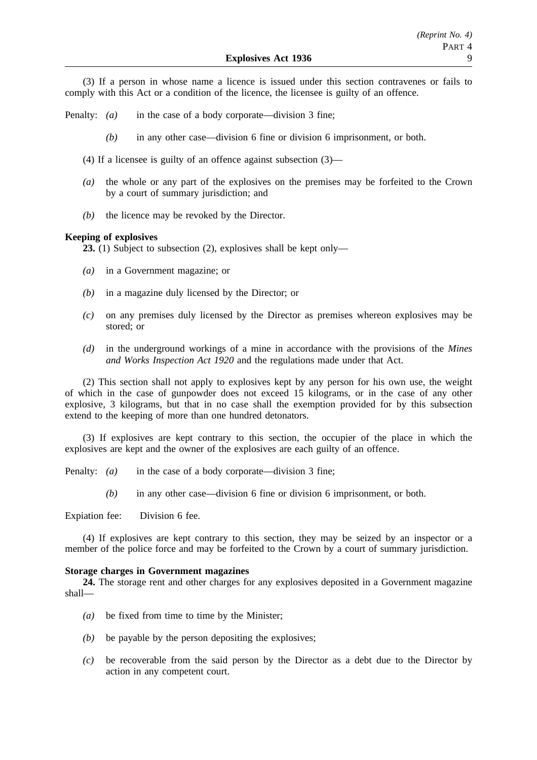(3) If a person in whose name a licence is issued under this section contravenes or fails to comply with this Act or a condition of the licence, the licensee is guilty of an offence.

Penalty: *(a)* in the case of a body corporate—division 3 fine;

*(b)* in any other case—division 6 fine or division 6 imprisonment, or both.

(4) If a licensee is guilty of an offence against subsection (3)—

*(a)* the whole or any part of the explosives on the premises may be forfeited to the Crown by a court of summary jurisdiction; and

*(b)* the licence may be revoked by the Director.

**Keeping of explosives**

**23.** (1) Subject to subsection (2), explosives shall be kept only—

*(a)* in a Government magazine; or

*(b)* in a magazine duly licensed by the Director; or

*(c)* on any premises duly licensed by the Director as premises whereon explosives may be stored; or

*(d)* in the underground workings of a mine in accordance with the provisions of the *Mines and Works Inspection Act 1920* and the regulations made under that Act.

(2) This section shall not apply to explosives kept by any person for his own use, the weight of which in the case of gunpowder does not exceed 15 kilograms, or in the case of any other explosive, 3 kilograms, but that in no case shall the exemption provided for by this subsection extend to the keeping of more than one hundred detonators.

(3) If explosives are kept contrary to this section, the occupier of the place in which the explosives are kept and the owner of the explosives are each guilty of an offence.

Penalty: *(a)* in the case of a body corporate—division 3 fine;

*(b)* in any other case—division 6 fine or division 6 imprisonment, or both.

Expiation fee: Division 6 fee.

(4) If explosives are kept contrary to this section, they may be seized by an inspector or a member of the police force and may be forfeited to the Crown by a court of summary jurisdiction.

**Storage charges in Government magazines**

**24.** The storage rent and other charges for any explosives deposited in a Government magazine shall—

*(a)* be fixed from time to time by the Minister;

*(b)* be payable by the person depositing the explosives;

*(c)* be recoverable from the said person by the Director as a debt due to the Director by action in any competent court.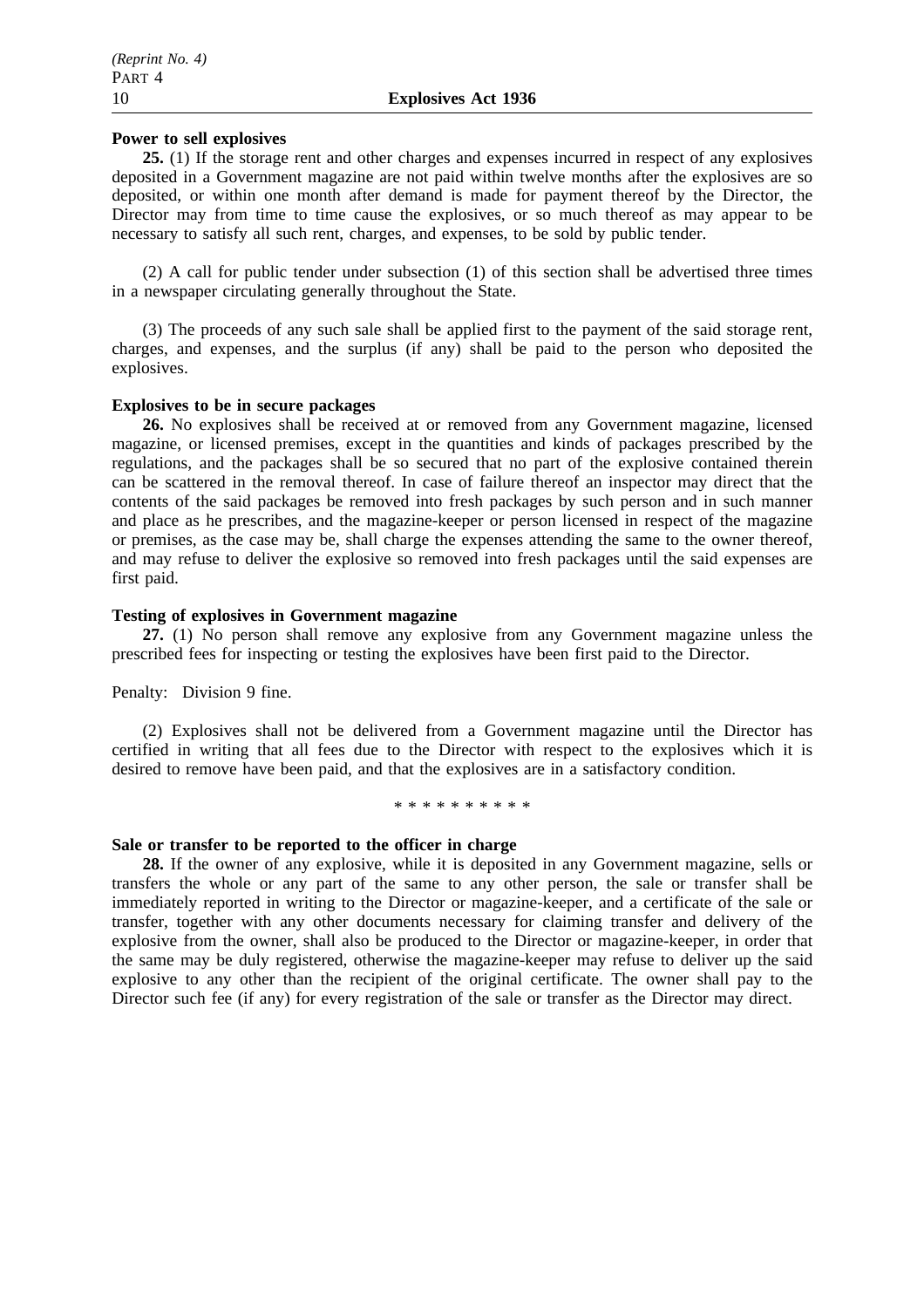**Power to sell explosives**

**25.** (1) If the storage rent and other charges and expenses incurred in respect of any explosives deposited in a Government magazine are not paid within twelve months after the explosives are so deposited, or within one month after demand is made for payment thereof by the Director, the Director may from time to time cause the explosives, or so much thereof as may appear to be necessary to satisfy all such rent, charges, and expenses, to be sold by public tender.

(2) A call for public tender under subsection (1) of this section shall be advertised three times in a newspaper circulating generally throughout the State.

(3) The proceeds of any such sale shall be applied first to the payment of the said storage rent, charges, and expenses, and the surplus (if any) shall be paid to the person who deposited the explosives.

**Explosives to be in secure packages**

**26.** No explosives shall be received at or removed from any Government magazine, licensed magazine, or licensed premises, except in the quantities and kinds of packages prescribed by the regulations, and the packages shall be so secured that no part of the explosive contained therein can be scattered in the removal thereof. In case of failure thereof an inspector may direct that the contents of the said packages be removed into fresh packages by such person and in such manner and place as he prescribes, and the magazine-keeper or person licensed in respect of the magazine or premises, as the case may be, shall charge the expenses attending the same to the owner thereof, and may refuse to deliver the explosive so removed into fresh packages until the said expenses are first paid.

**Testing of explosives in Government magazine**

**27.** (1) No person shall remove any explosive from any Government magazine unless the prescribed fees for inspecting or testing the explosives have been first paid to the Director.

Penalty: Division 9 fine.

(2) Explosives shall not be delivered from a Government magazine until the Director has certified in writing that all fees due to the Director with respect to the explosives which it is desired to remove have been paid, and that the explosives are in a satisfactory condition.

\* \* \* \* \* \* \* \* \* \*

**Sale or transfer to be reported to the officer in charge**

**28.** If the owner of any explosive, while it is deposited in any Government magazine, sells or transfers the whole or any part of the same to any other person, the sale or transfer shall be immediately reported in writing to the Director or magazine-keeper, and a certificate of the sale or transfer, together with any other documents necessary for claiming transfer and delivery of the explosive from the owner, shall also be produced to the Director or magazine-keeper, in order that the same may be duly registered, otherwise the magazine-keeper may refuse to deliver up the said explosive to any other than the recipient of the original certificate. The owner shall pay to the Director such fee (if any) for every registration of the sale or transfer as the Director may direct.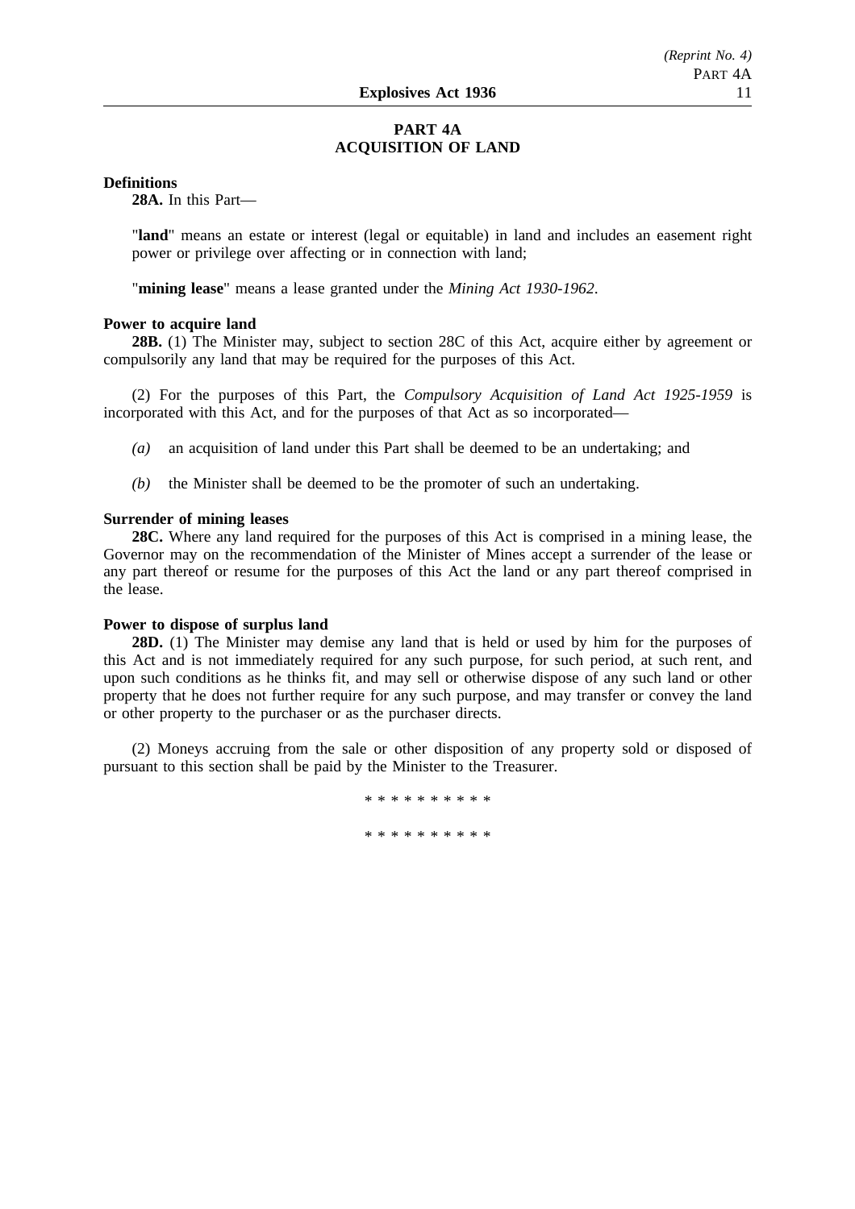## PART 4A
## ACQUISITION OF LAND

**Definitions**

**28A.** In this Part—

"**land**" means an estate or interest (legal or equitable) in land and includes an easement right power or privilege over affecting or in connection with land;

"**mining lease**" means a lease granted under the *Mining Act 1930-1962*.

**Power to acquire land**

**28B.** (1) The Minister may, subject to section 28C of this Act, acquire either by agreement or compulsorily any land that may be required for the purposes of this Act.

(2) For the purposes of this Part, the *Compulsory Acquisition of Land Act 1925-1959* is incorporated with this Act, and for the purposes of that Act as so incorporated—

*(a)* an acquisition of land under this Part shall be deemed to be an undertaking; and

*(b)* the Minister shall be deemed to be the promoter of such an undertaking.

**Surrender of mining leases**

**28C.** Where any land required for the purposes of this Act is comprised in a mining lease, the Governor may on the recommendation of the Minister of Mines accept a surrender of the lease or any part thereof or resume for the purposes of this Act the land or any part thereof comprised in the lease.

**Power to dispose of surplus land**

**28D.** (1) The Minister may demise any land that is held or used by him for the purposes of this Act and is not immediately required for any such purpose, for such period, at such rent, and upon such conditions as he thinks fit, and may sell or otherwise dispose of any such land or other property that he does not further require for any such purpose, and may transfer or convey the land or other property to the purchaser or as the purchaser directs.

(2) Moneys accruing from the sale or other disposition of any property sold or disposed of pursuant to this section shall be paid by the Minister to the Treasurer.

\* \* \* \* \* \* \* \* \* \*

\* \* \* \* \* \* \* \* \* \*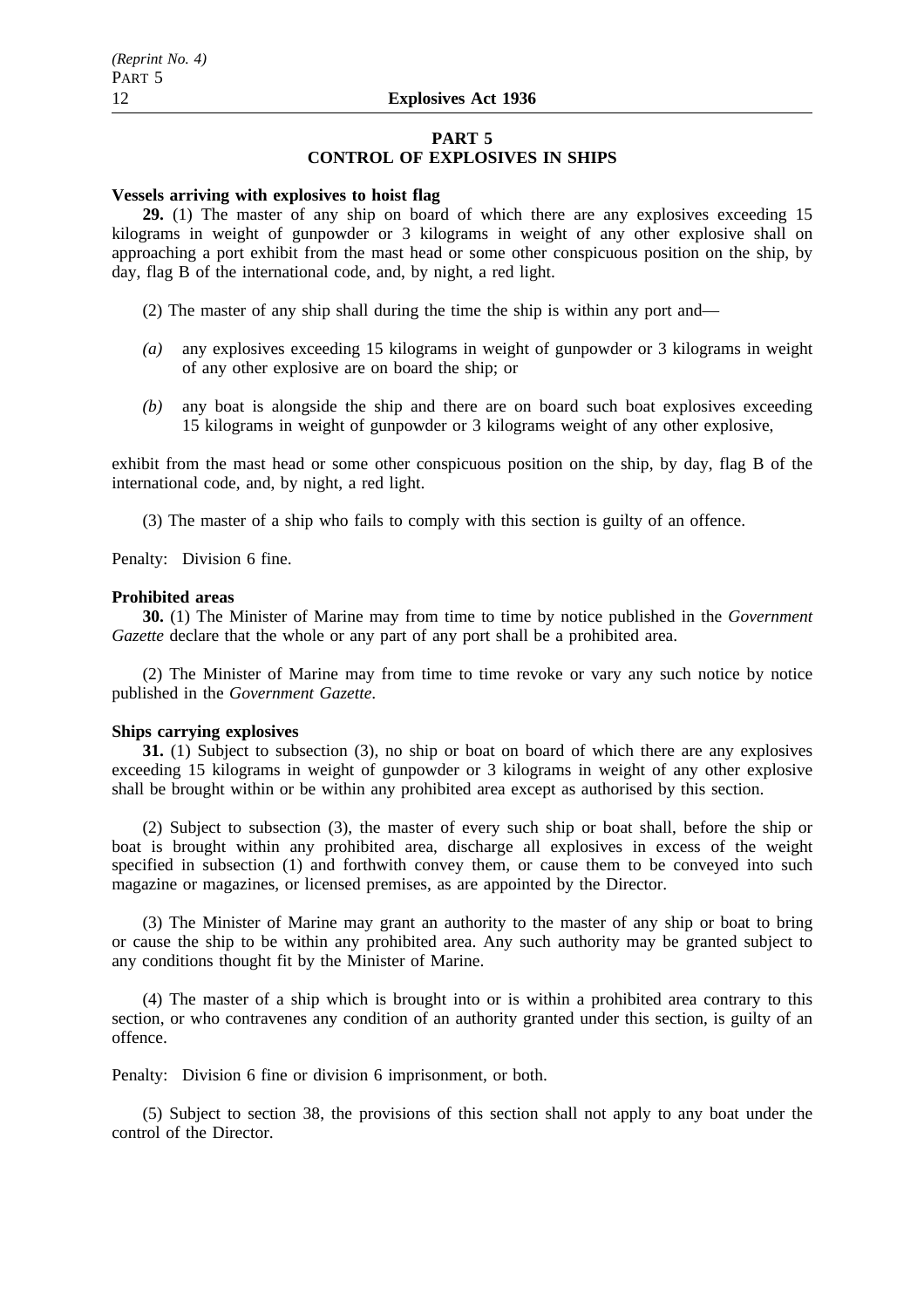## PART 5
## CONTROL OF EXPLOSIVES IN SHIPS

**Vessels arriving with explosives to hoist flag**

**29.** (1) The master of any ship on board of which there are any explosives exceeding 15 kilograms in weight of gunpowder or 3 kilograms in weight of any other explosive shall on approaching a port exhibit from the mast head or some other conspicuous position on the ship, by day, flag B of the international code, and, by night, a red light.

(2) The master of any ship shall during the time the ship is within any port and—

*(a)* any explosives exceeding 15 kilograms in weight of gunpowder or 3 kilograms in weight of any other explosive are on board the ship; or

*(b)* any boat is alongside the ship and there are on board such boat explosives exceeding 15 kilograms in weight of gunpowder or 3 kilograms weight of any other explosive,

exhibit from the mast head or some other conspicuous position on the ship, by day, flag B of the international code, and, by night, a red light.

(3) The master of a ship who fails to comply with this section is guilty of an offence.

Penalty: Division 6 fine.

**Prohibited areas**

**30.** (1) The Minister of Marine may from time to time by notice published in the *Government Gazette* declare that the whole or any part of any port shall be a prohibited area.

(2) The Minister of Marine may from time to time revoke or vary any such notice by notice published in the *Government Gazette*.

**Ships carrying explosives**

**31.** (1) Subject to subsection (3), no ship or boat on board of which there are any explosives exceeding 15 kilograms in weight of gunpowder or 3 kilograms in weight of any other explosive shall be brought within or be within any prohibited area except as authorised by this section.

(2) Subject to subsection (3), the master of every such ship or boat shall, before the ship or boat is brought within any prohibited area, discharge all explosives in excess of the weight specified in subsection (1) and forthwith convey them, or cause them to be conveyed into such magazine or magazines, or licensed premises, as are appointed by the Director.

(3) The Minister of Marine may grant an authority to the master of any ship or boat to bring or cause the ship to be within any prohibited area. Any such authority may be granted subject to any conditions thought fit by the Minister of Marine.

(4) The master of a ship which is brought into or is within a prohibited area contrary to this section, or who contravenes any condition of an authority granted under this section, is guilty of an offence.

Penalty: Division 6 fine or division 6 imprisonment, or both.

(5) Subject to section 38, the provisions of this section shall not apply to any boat under the control of the Director.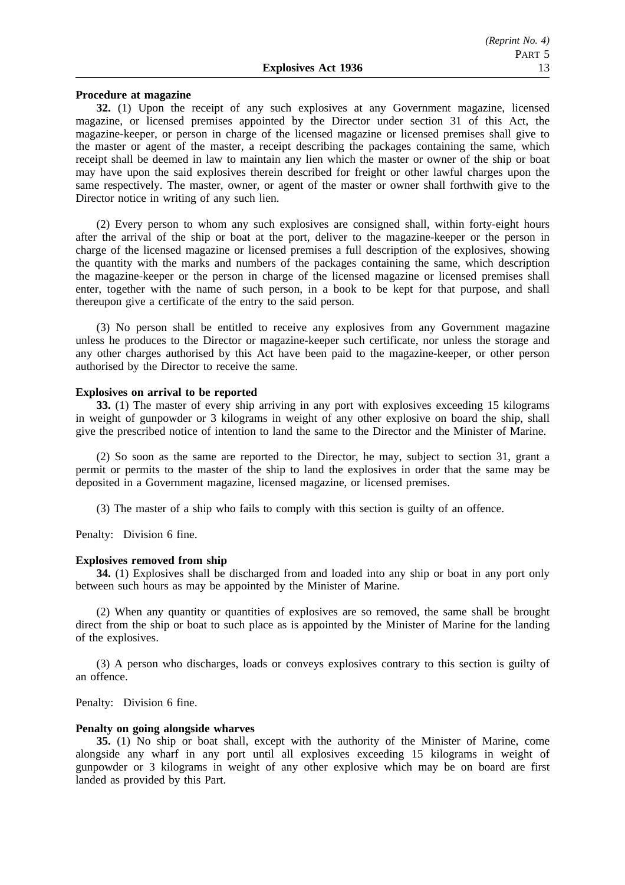**Procedure at magazine**

**32.** (1) Upon the receipt of any such explosives at any Government magazine, licensed magazine, or licensed premises appointed by the Director under section 31 of this Act, the magazine-keeper, or person in charge of the licensed magazine or licensed premises shall give to the master or agent of the master, a receipt describing the packages containing the same, which receipt shall be deemed in law to maintain any lien which the master or owner of the ship or boat may have upon the said explosives therein described for freight or other lawful charges upon the same respectively. The master, owner, or agent of the master or owner shall forthwith give to the Director notice in writing of any such lien.

(2) Every person to whom any such explosives are consigned shall, within forty-eight hours after the arrival of the ship or boat at the port, deliver to the magazine-keeper or the person in charge of the licensed magazine or licensed premises a full description of the explosives, showing the quantity with the marks and numbers of the packages containing the same, which description the magazine-keeper or the person in charge of the licensed magazine or licensed premises shall enter, together with the name of such person, in a book to be kept for that purpose, and shall thereupon give a certificate of the entry to the said person.

(3) No person shall be entitled to receive any explosives from any Government magazine unless he produces to the Director or magazine-keeper such certificate, nor unless the storage and any other charges authorised by this Act have been paid to the magazine-keeper, or other person authorised by the Director to receive the same.

**Explosives on arrival to be reported**

**33.** (1) The master of every ship arriving in any port with explosives exceeding 15 kilograms in weight of gunpowder or 3 kilograms in weight of any other explosive on board the ship, shall give the prescribed notice of intention to land the same to the Director and the Minister of Marine.

(2) So soon as the same are reported to the Director, he may, subject to section 31, grant a permit or permits to the master of the ship to land the explosives in order that the same may be deposited in a Government magazine, licensed magazine, or licensed premises.

(3) The master of a ship who fails to comply with this section is guilty of an offence.

Penalty: Division 6 fine.

**Explosives removed from ship**

**34.** (1) Explosives shall be discharged from and loaded into any ship or boat in any port only between such hours as may be appointed by the Minister of Marine.

(2) When any quantity or quantities of explosives are so removed, the same shall be brought direct from the ship or boat to such place as is appointed by the Minister of Marine for the landing of the explosives.

(3) A person who discharges, loads or conveys explosives contrary to this section is guilty of an offence.

Penalty: Division 6 fine.

**Penalty on going alongside wharves**

**35.** (1) No ship or boat shall, except with the authority of the Minister of Marine, come alongside any wharf in any port until all explosives exceeding 15 kilograms in weight of gunpowder or 3 kilograms in weight of any other explosive which may be on board are first landed as provided by this Part.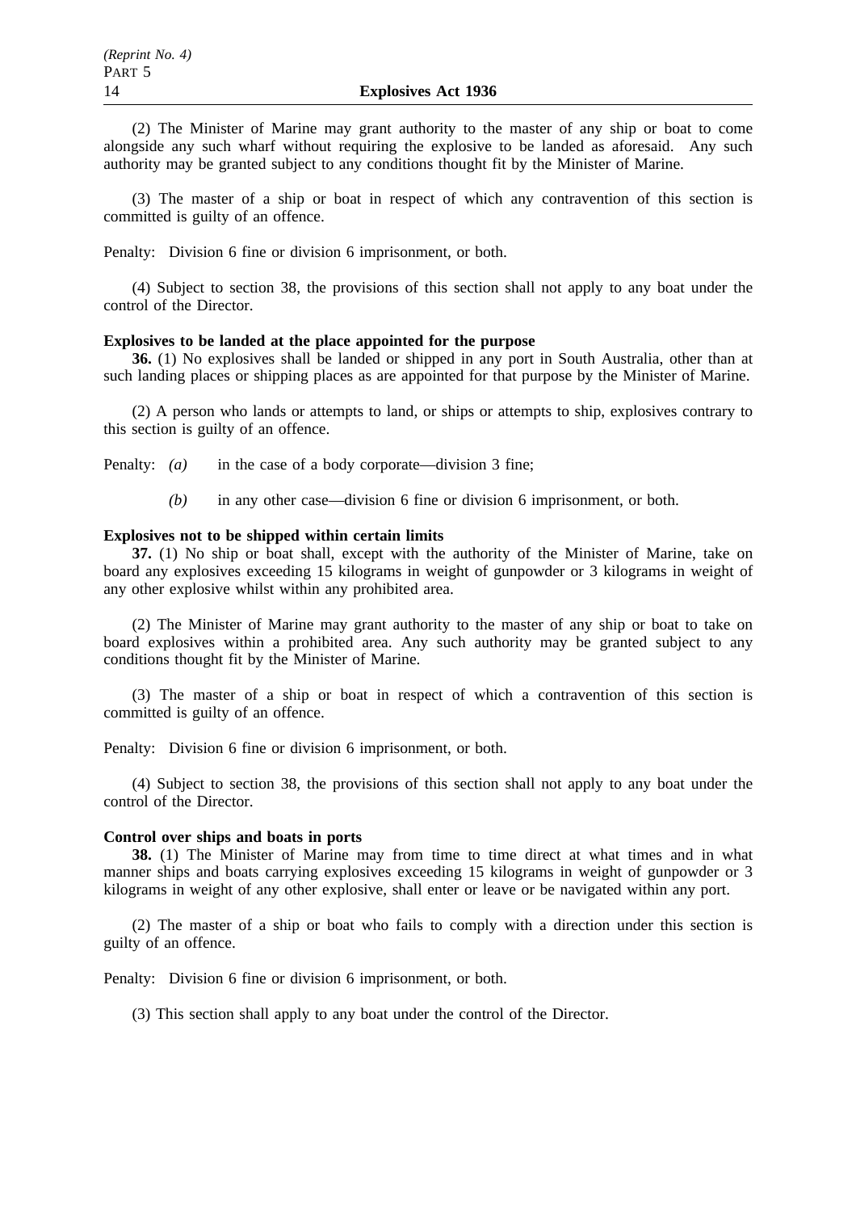(2) The Minister of Marine may grant authority to the master of any ship or boat to come alongside any such wharf without requiring the explosive to be landed as aforesaid. Any such authority may be granted subject to any conditions thought fit by the Minister of Marine.

(3) The master of a ship or boat in respect of which any contravention of this section is committed is guilty of an offence.

Penalty: Division 6 fine or division 6 imprisonment, or both.

(4) Subject to section 38, the provisions of this section shall not apply to any boat under the control of the Director.

**Explosives to be landed at the place appointed for the purpose**

**36.** (1) No explosives shall be landed or shipped in any port in South Australia, other than at such landing places or shipping places as are appointed for that purpose by the Minister of Marine.

(2) A person who lands or attempts to land, or ships or attempts to ship, explosives contrary to this section is guilty of an offence.

Penalty: *(a)* in the case of a body corporate—division 3 fine;

*(b)* in any other case—division 6 fine or division 6 imprisonment, or both.

**Explosives not to be shipped within certain limits**

**37.** (1) No ship or boat shall, except with the authority of the Minister of Marine, take on board any explosives exceeding 15 kilograms in weight of gunpowder or 3 kilograms in weight of any other explosive whilst within any prohibited area.

(2) The Minister of Marine may grant authority to the master of any ship or boat to take on board explosives within a prohibited area. Any such authority may be granted subject to any conditions thought fit by the Minister of Marine.

(3) The master of a ship or boat in respect of which a contravention of this section is committed is guilty of an offence.

Penalty: Division 6 fine or division 6 imprisonment, or both.

(4) Subject to section 38, the provisions of this section shall not apply to any boat under the control of the Director.

**Control over ships and boats in ports**

**38.** (1) The Minister of Marine may from time to time direct at what times and in what manner ships and boats carrying explosives exceeding 15 kilograms in weight of gunpowder or 3 kilograms in weight of any other explosive, shall enter or leave or be navigated within any port.

(2) The master of a ship or boat who fails to comply with a direction under this section is guilty of an offence.

Penalty: Division 6 fine or division 6 imprisonment, or both.

(3) This section shall apply to any boat under the control of the Director.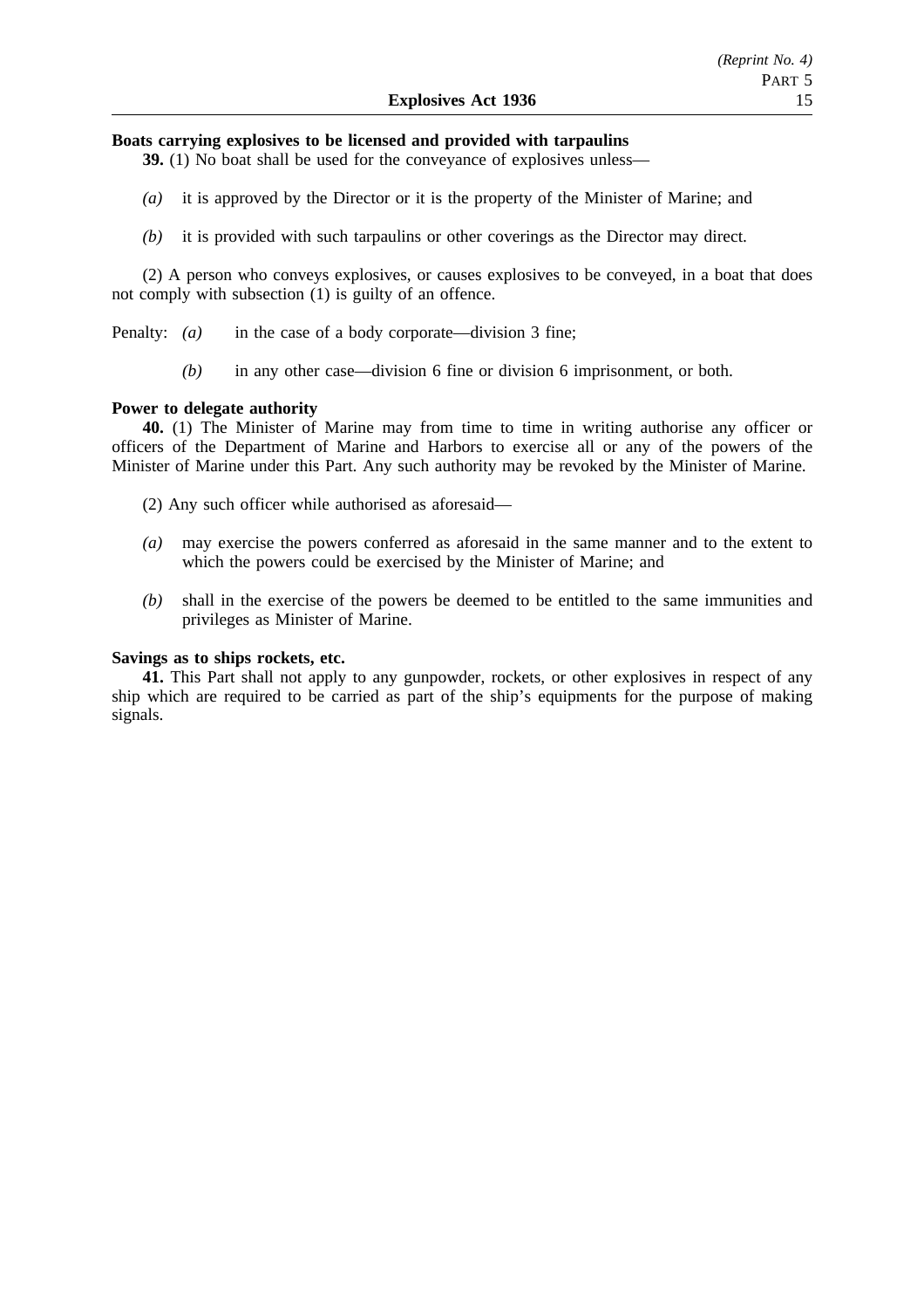**Boats carrying explosives to be licensed and provided with tarpaulins**

**39.** (1) No boat shall be used for the conveyance of explosives unless—

*(a)* it is approved by the Director or it is the property of the Minister of Marine; and

*(b)* it is provided with such tarpaulins or other coverings as the Director may direct.

(2) A person who conveys explosives, or causes explosives to be conveyed, in a boat that does not comply with subsection (1) is guilty of an offence.

Penalty: *(a)* in the case of a body corporate—division 3 fine;

*(b)* in any other case—division 6 fine or division 6 imprisonment, or both.

**Power to delegate authority**

**40.** (1) The Minister of Marine may from time to time in writing authorise any officer or officers of the Department of Marine and Harbors to exercise all or any of the powers of the Minister of Marine under this Part. Any such authority may be revoked by the Minister of Marine.

(2) Any such officer while authorised as aforesaid—

*(a)* may exercise the powers conferred as aforesaid in the same manner and to the extent to which the powers could be exercised by the Minister of Marine; and

*(b)* shall in the exercise of the powers be deemed to be entitled to the same immunities and privileges as Minister of Marine.

**Savings as to ships rockets, etc.**

**41.** This Part shall not apply to any gunpowder, rockets, or other explosives in respect of any ship which are required to be carried as part of the ship's equipments for the purpose of making signals.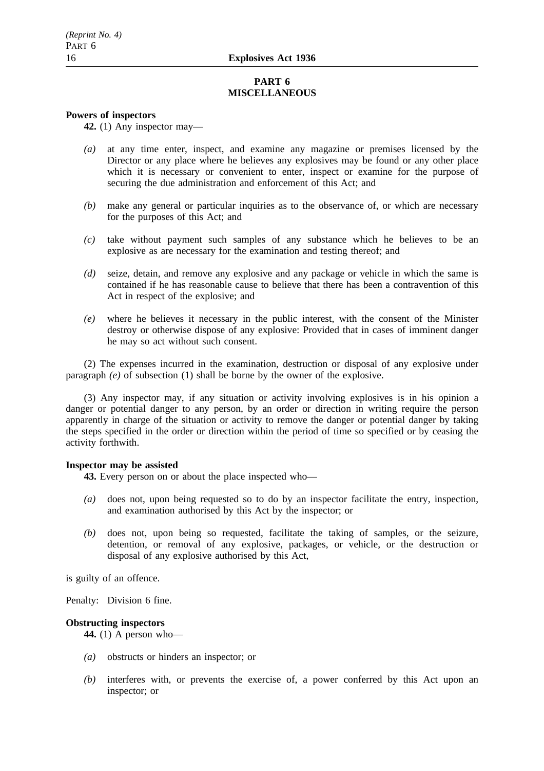## PART 6
## MISCELLANEOUS

**Powers of inspectors**

**42.** (1) Any inspector may—

*(a)* at any time enter, inspect, and examine any magazine or premises licensed by the Director or any place where he believes any explosives may be found or any other place which it is necessary or convenient to enter, inspect or examine for the purpose of securing the due administration and enforcement of this Act; and

*(b)* make any general or particular inquiries as to the observance of, or which are necessary for the purposes of this Act; and

*(c)* take without payment such samples of any substance which he believes to be an explosive as are necessary for the examination and testing thereof; and

*(d)* seize, detain, and remove any explosive and any package or vehicle in which the same is contained if he has reasonable cause to believe that there has been a contravention of this Act in respect of the explosive; and

*(e)* where he believes it necessary in the public interest, with the consent of the Minister destroy or otherwise dispose of any explosive: Provided that in cases of imminent danger he may so act without such consent.

(2) The expenses incurred in the examination, destruction or disposal of any explosive under paragraph *(e)* of subsection (1) shall be borne by the owner of the explosive.

(3) Any inspector may, if any situation or activity involving explosives is in his opinion a danger or potential danger to any person, by an order or direction in writing require the person apparently in charge of the situation or activity to remove the danger or potential danger by taking the steps specified in the order or direction within the period of time so specified or by ceasing the activity forthwith.

**Inspector may be assisted**

**43.** Every person on or about the place inspected who—

*(a)* does not, upon being requested so to do by an inspector facilitate the entry, inspection, and examination authorised by this Act by the inspector; or

*(b)* does not, upon being so requested, facilitate the taking of samples, or the seizure, detention, or removal of any explosive, packages, or vehicle, or the destruction or disposal of any explosive authorised by this Act,

is guilty of an offence.

Penalty: Division 6 fine.

**Obstructing inspectors**

**44.** (1) A person who—

*(a)* obstructs or hinders an inspector; or

*(b)* interferes with, or prevents the exercise of, a power conferred by this Act upon an inspector; or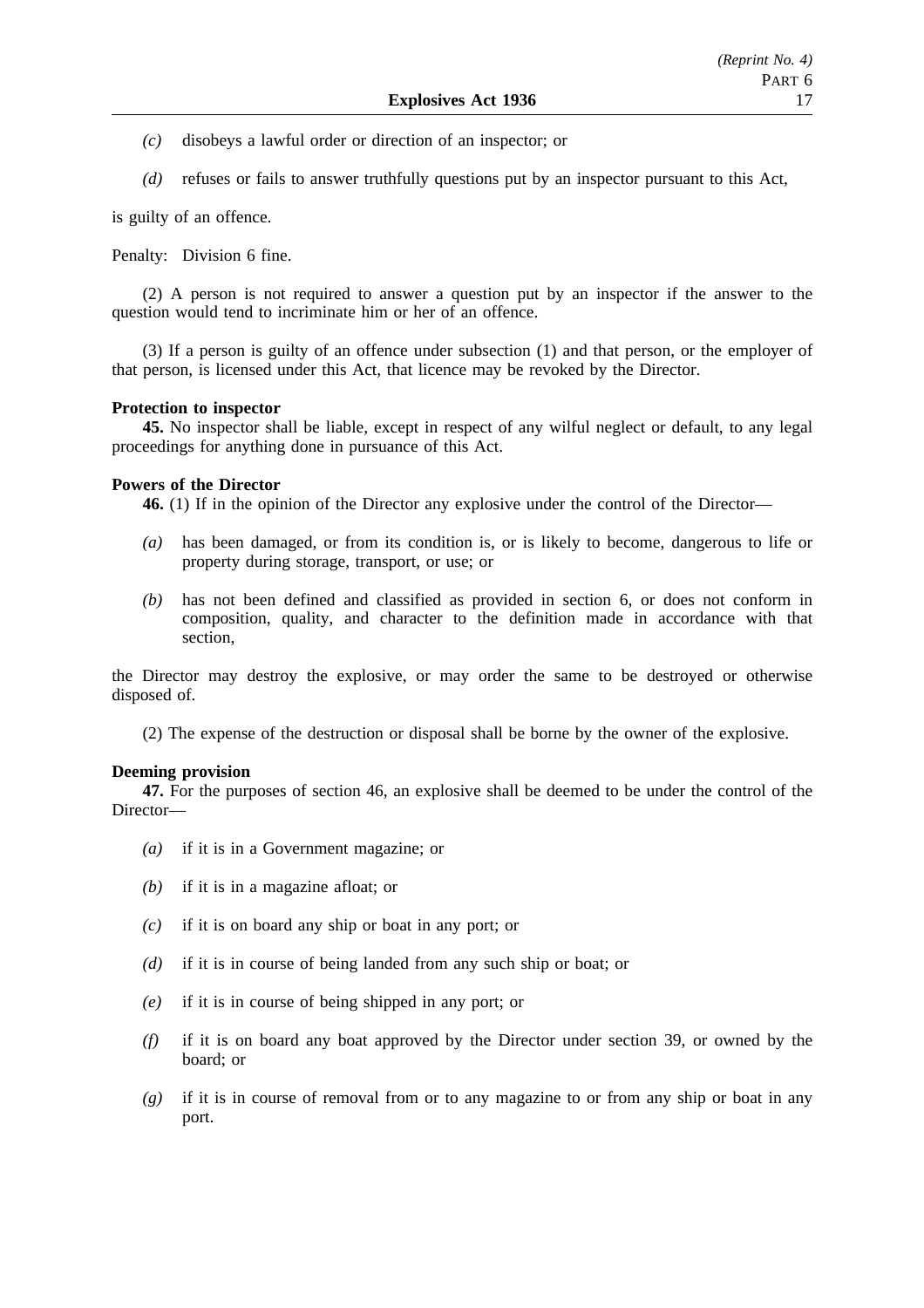*(c)* disobeys a lawful order or direction of an inspector; or

*(d)* refuses or fails to answer truthfully questions put by an inspector pursuant to this Act,

is guilty of an offence.

Penalty: Division 6 fine.

(2) A person is not required to answer a question put by an inspector if the answer to the question would tend to incriminate him or her of an offence.

(3) If a person is guilty of an offence under subsection (1) and that person, or the employer of that person, is licensed under this Act, that licence may be revoked by the Director.

**Protection to inspector**

**45.** No inspector shall be liable, except in respect of any wilful neglect or default, to any legal proceedings for anything done in pursuance of this Act.

**Powers of the Director**

**46.** (1) If in the opinion of the Director any explosive under the control of the Director—

*(a)* has been damaged, or from its condition is, or is likely to become, dangerous to life or property during storage, transport, or use; or

*(b)* has not been defined and classified as provided in section 6, or does not conform in composition, quality, and character to the definition made in accordance with that section,

the Director may destroy the explosive, or may order the same to be destroyed or otherwise disposed of.

(2) The expense of the destruction or disposal shall be borne by the owner of the explosive.

**Deeming provision**

**47.** For the purposes of section 46, an explosive shall be deemed to be under the control of the Director—

*(a)* if it is in a Government magazine; or

*(b)* if it is in a magazine afloat; or

*(c)* if it is on board any ship or boat in any port; or

*(d)* if it is in course of being landed from any such ship or boat; or

*(e)* if it is in course of being shipped in any port; or

*(f)* if it is on board any boat approved by the Director under section 39, or owned by the board; or

*(g)* if it is in course of removal from or to any magazine to or from any ship or boat in any port.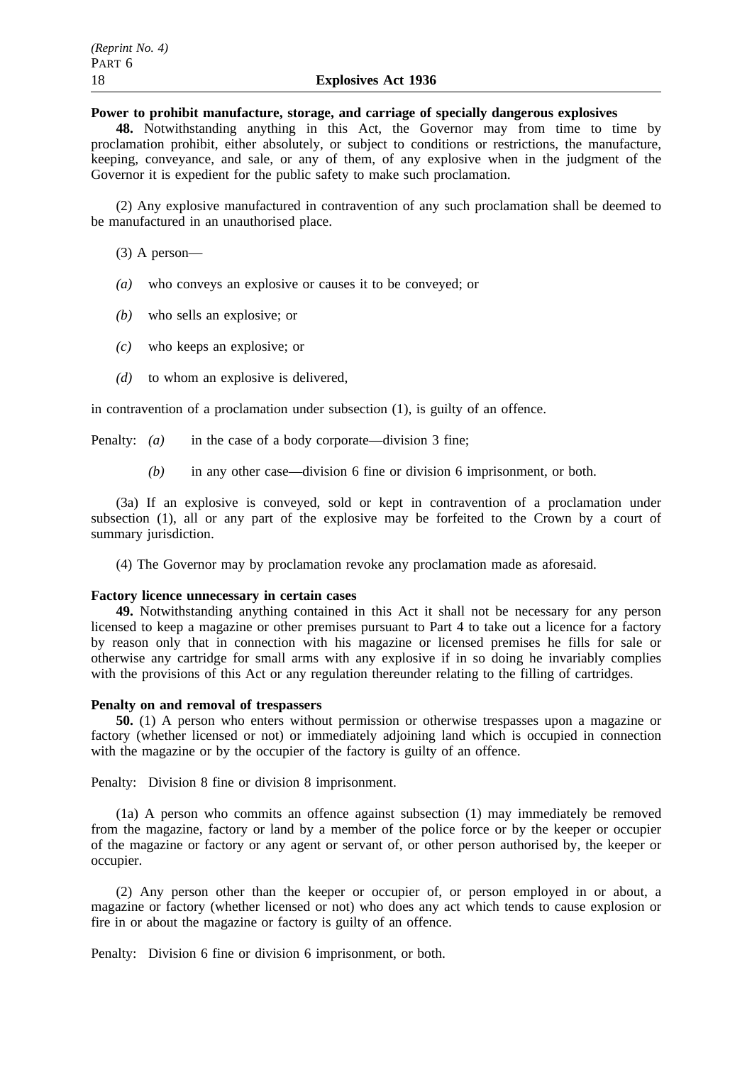**Power to prohibit manufacture, storage, and carriage of specially dangerous explosives**

**48.** Notwithstanding anything in this Act, the Governor may from time to time by proclamation prohibit, either absolutely, or subject to conditions or restrictions, the manufacture, keeping, conveyance, and sale, or any of them, of any explosive when in the judgment of the Governor it is expedient for the public safety to make such proclamation.

(2) Any explosive manufactured in contravention of any such proclamation shall be deemed to be manufactured in an unauthorised place.

(3) A person—

*(a)* who conveys an explosive or causes it to be conveyed; or

*(b)* who sells an explosive; or

*(c)* who keeps an explosive; or

*(d)* to whom an explosive is delivered,

in contravention of a proclamation under subsection (1), is guilty of an offence.

Penalty: *(a)* in the case of a body corporate—division 3 fine;

*(b)* in any other case—division 6 fine or division 6 imprisonment, or both.

(3a) If an explosive is conveyed, sold or kept in contravention of a proclamation under subsection (1), all or any part of the explosive may be forfeited to the Crown by a court of summary jurisdiction.

(4) The Governor may by proclamation revoke any proclamation made as aforesaid.

**Factory licence unnecessary in certain cases**

**49.** Notwithstanding anything contained in this Act it shall not be necessary for any person licensed to keep a magazine or other premises pursuant to Part 4 to take out a licence for a factory by reason only that in connection with his magazine or licensed premises he fills for sale or otherwise any cartridge for small arms with any explosive if in so doing he invariably complies with the provisions of this Act or any regulation thereunder relating to the filling of cartridges.

**Penalty on and removal of trespassers**

**50.** (1) A person who enters without permission or otherwise trespasses upon a magazine or factory (whether licensed or not) or immediately adjoining land which is occupied in connection with the magazine or by the occupier of the factory is guilty of an offence.

Penalty: Division 8 fine or division 8 imprisonment.

(1a) A person who commits an offence against subsection (1) may immediately be removed from the magazine, factory or land by a member of the police force or by the keeper or occupier of the magazine or factory or any agent or servant of, or other person authorised by, the keeper or occupier.

(2) Any person other than the keeper or occupier of, or person employed in or about, a magazine or factory (whether licensed or not) who does any act which tends to cause explosion or fire in or about the magazine or factory is guilty of an offence.

Penalty: Division 6 fine or division 6 imprisonment, or both.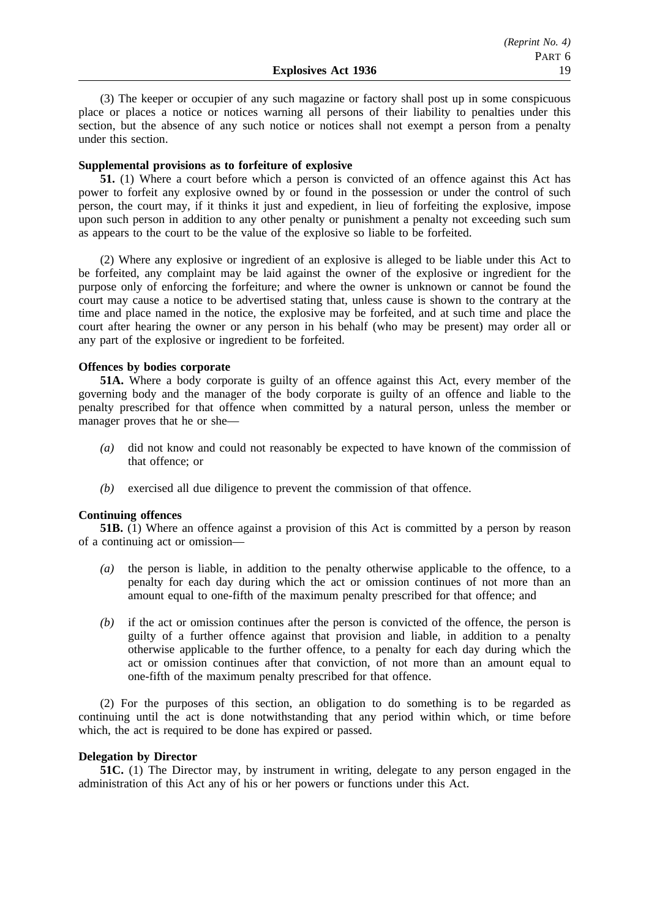(3) The keeper or occupier of any such magazine or factory shall post up in some conspicuous place or places a notice or notices warning all persons of their liability to penalties under this section, but the absence of any such notice or notices shall not exempt a person from a penalty under this section.

**Supplemental provisions as to forfeiture of explosive**

**51.** (1) Where a court before which a person is convicted of an offence against this Act has power to forfeit any explosive owned by or found in the possession or under the control of such person, the court may, if it thinks it just and expedient, in lieu of forfeiting the explosive, impose upon such person in addition to any other penalty or punishment a penalty not exceeding such sum as appears to the court to be the value of the explosive so liable to be forfeited.

(2) Where any explosive or ingredient of an explosive is alleged to be liable under this Act to be forfeited, any complaint may be laid against the owner of the explosive or ingredient for the purpose only of enforcing the forfeiture; and where the owner is unknown or cannot be found the court may cause a notice to be advertised stating that, unless cause is shown to the contrary at the time and place named in the notice, the explosive may be forfeited, and at such time and place the court after hearing the owner or any person in his behalf (who may be present) may order all or any part of the explosive or ingredient to be forfeited.

**Offences by bodies corporate**

**51A.** Where a body corporate is guilty of an offence against this Act, every member of the governing body and the manager of the body corporate is guilty of an offence and liable to the penalty prescribed for that offence when committed by a natural person, unless the member or manager proves that he or she—

*(a)* did not know and could not reasonably be expected to have known of the commission of that offence; or

*(b)* exercised all due diligence to prevent the commission of that offence.

**Continuing offences**

**51B.** (1) Where an offence against a provision of this Act is committed by a person by reason of a continuing act or omission—

*(a)* the person is liable, in addition to the penalty otherwise applicable to the offence, to a penalty for each day during which the act or omission continues of not more than an amount equal to one-fifth of the maximum penalty prescribed for that offence; and

*(b)* if the act or omission continues after the person is convicted of the offence, the person is guilty of a further offence against that provision and liable, in addition to a penalty otherwise applicable to the further offence, to a penalty for each day during which the act or omission continues after that conviction, of not more than an amount equal to one-fifth of the maximum penalty prescribed for that offence.

(2) For the purposes of this section, an obligation to do something is to be regarded as continuing until the act is done notwithstanding that any period within which, or time before which, the act is required to be done has expired or passed.

**Delegation by Director**

**51C.** (1) The Director may, by instrument in writing, delegate to any person engaged in the administration of this Act any of his or her powers or functions under this Act.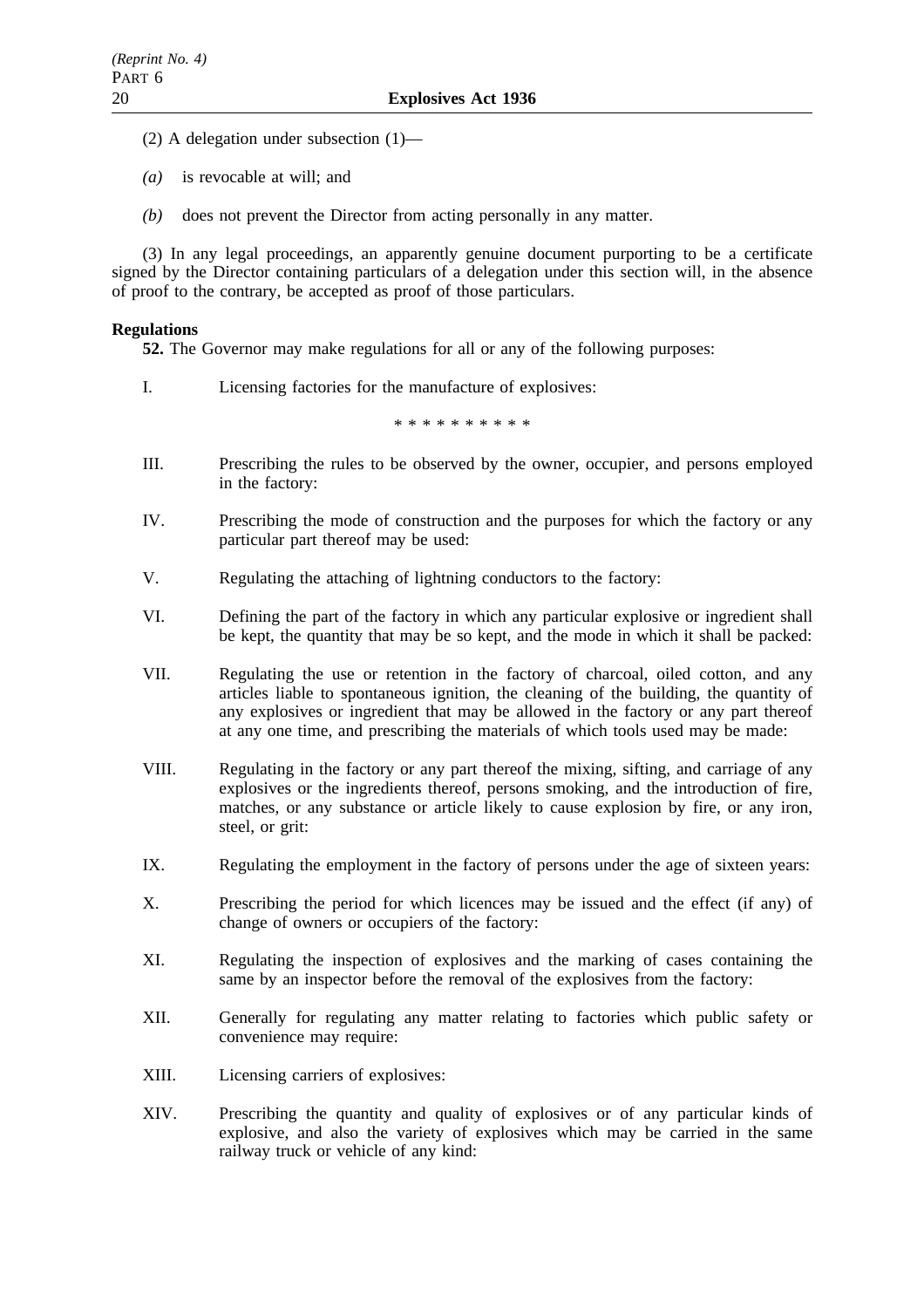(2) A delegation under subsection (1)—

*(a)* is revocable at will; and

*(b)* does not prevent the Director from acting personally in any matter.

(3) In any legal proceedings, an apparently genuine document purporting to be a certificate signed by the Director containing particulars of a delegation under this section will, in the absence of proof to the contrary, be accepted as proof of those particulars.

**Regulations**

**52.** The Governor may make regulations for all or any of the following purposes:

I. Licensing factories for the manufacture of explosives:

\* \* \* \* \* \* \* \* \* \*

III. Prescribing the rules to be observed by the owner, occupier, and persons employed in the factory:

IV. Prescribing the mode of construction and the purposes for which the factory or any particular part thereof may be used:

V. Regulating the attaching of lightning conductors to the factory:

VI. Defining the part of the factory in which any particular explosive or ingredient shall be kept, the quantity that may be so kept, and the mode in which it shall be packed:

VII. Regulating the use or retention in the factory of charcoal, oiled cotton, and any articles liable to spontaneous ignition, the cleaning of the building, the quantity of any explosives or ingredient that may be allowed in the factory or any part thereof at any one time, and prescribing the materials of which tools used may be made:

VIII. Regulating in the factory or any part thereof the mixing, sifting, and carriage of any explosives or the ingredients thereof, persons smoking, and the introduction of fire, matches, or any substance or article likely to cause explosion by fire, or any iron, steel, or grit:

IX. Regulating the employment in the factory of persons under the age of sixteen years:

X. Prescribing the period for which licences may be issued and the effect (if any) of change of owners or occupiers of the factory:

XI. Regulating the inspection of explosives and the marking of cases containing the same by an inspector before the removal of the explosives from the factory:

XII. Generally for regulating any matter relating to factories which public safety or convenience may require:

XIII. Licensing carriers of explosives:

XIV. Prescribing the quantity and quality of explosives or of any particular kinds of explosive, and also the variety of explosives which may be carried in the same railway truck or vehicle of any kind: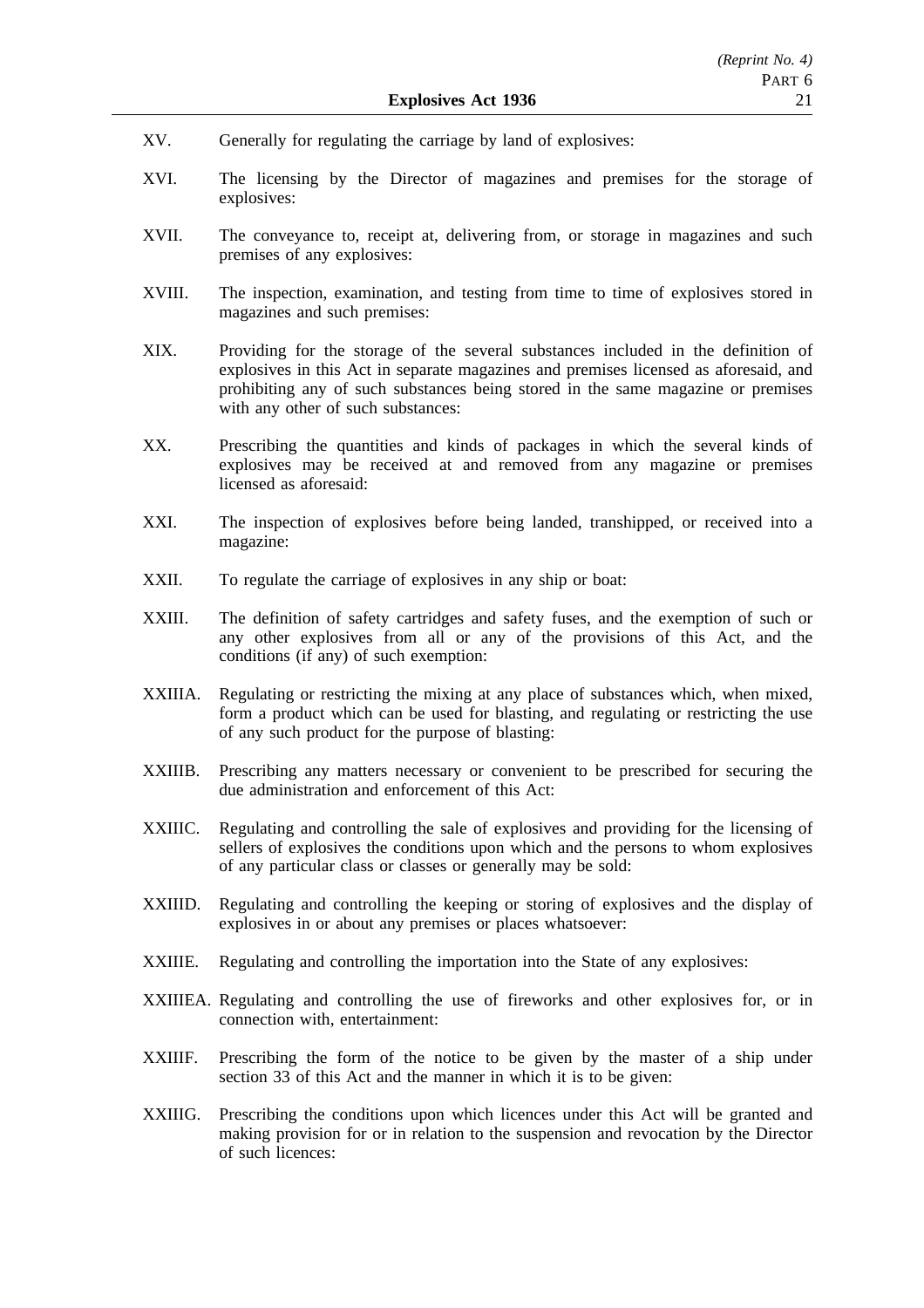XV. Generally for regulating the carriage by land of explosives:

XVI. The licensing by the Director of magazines and premises for the storage of explosives:

XVII. The conveyance to, receipt at, delivering from, or storage in magazines and such premises of any explosives:

XVIII. The inspection, examination, and testing from time to time of explosives stored in magazines and such premises:

XIX. Providing for the storage of the several substances included in the definition of explosives in this Act in separate magazines and premises licensed as aforesaid, and prohibiting any of such substances being stored in the same magazine or premises with any other of such substances:

XX. Prescribing the quantities and kinds of packages in which the several kinds of explosives may be received at and removed from any magazine or premises licensed as aforesaid:

XXI. The inspection of explosives before being landed, transhipped, or received into a magazine:

XXII. To regulate the carriage of explosives in any ship or boat:

XXIII. The definition of safety cartridges and safety fuses, and the exemption of such or any other explosives from all or any of the provisions of this Act, and the conditions (if any) of such exemption:

XXIIIA. Regulating or restricting the mixing at any place of substances which, when mixed, form a product which can be used for blasting, and regulating or restricting the use of any such product for the purpose of blasting:

XXIIIB. Prescribing any matters necessary or convenient to be prescribed for securing the due administration and enforcement of this Act:

XXIIIC. Regulating and controlling the sale of explosives and providing for the licensing of sellers of explosives the conditions upon which and the persons to whom explosives of any particular class or classes or generally may be sold:

XXIIID. Regulating and controlling the keeping or storing of explosives and the display of explosives in or about any premises or places whatsoever:

XXIIIE. Regulating and controlling the importation into the State of any explosives:

XXIIIEA. Regulating and controlling the use of fireworks and other explosives for, or in connection with, entertainment:

XXIIIF. Prescribing the form of the notice to be given by the master of a ship under section 33 of this Act and the manner in which it is to be given:

XXIIIG. Prescribing the conditions upon which licences under this Act will be granted and making provision for or in relation to the suspension and revocation by the Director of such licences: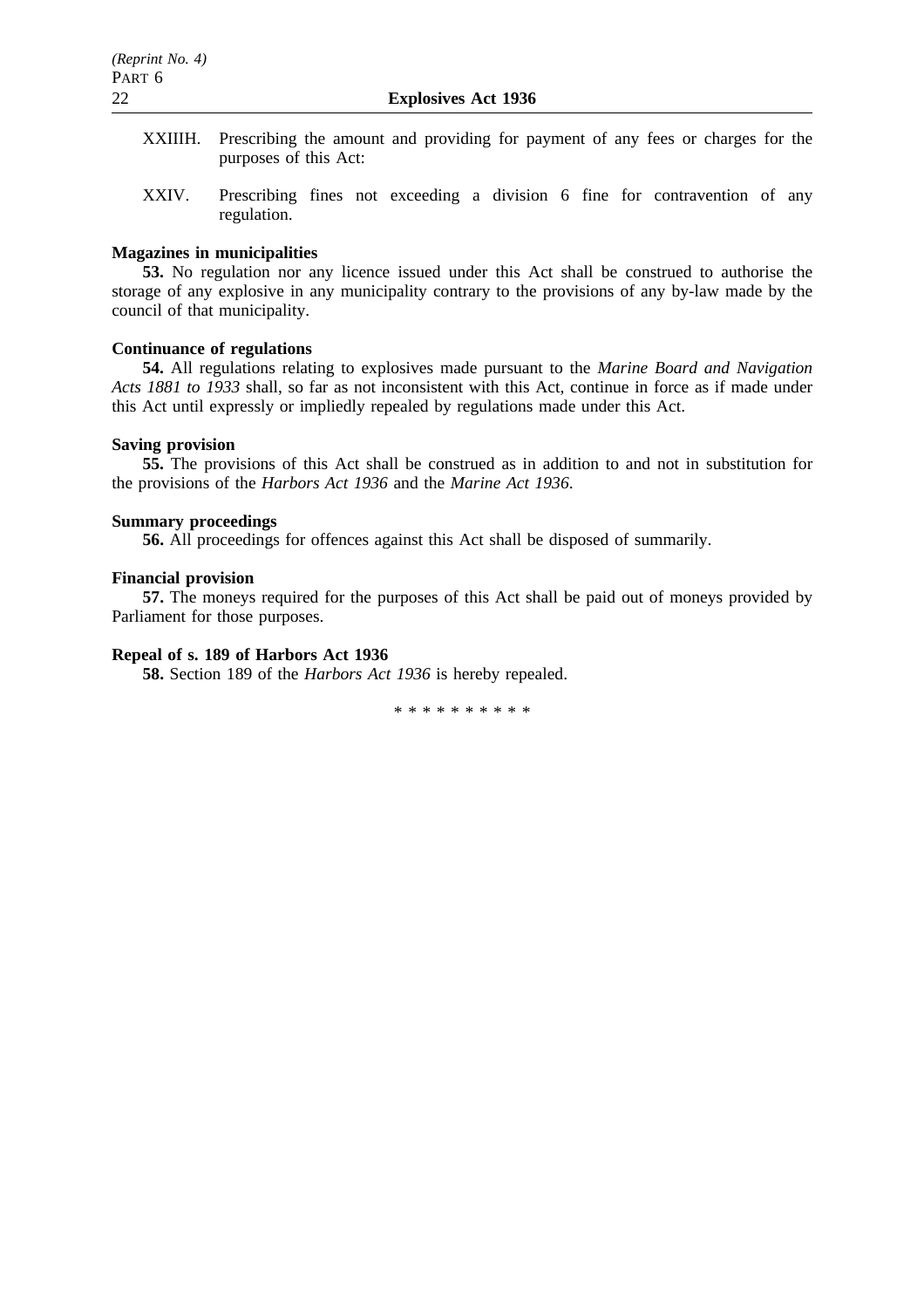XXIIIH. Prescribing the amount and providing for payment of any fees or charges for the purposes of this Act:

XXIV. Prescribing fines not exceeding a division 6 fine for contravention of any regulation.

**Magazines in municipalities**

**53.** No regulation nor any licence issued under this Act shall be construed to authorise the storage of any explosive in any municipality contrary to the provisions of any by-law made by the council of that municipality.

**Continuance of regulations**

**54.** All regulations relating to explosives made pursuant to the *Marine Board and Navigation Acts 1881 to 1933* shall, so far as not inconsistent with this Act, continue in force as if made under this Act until expressly or impliedly repealed by regulations made under this Act.

**Saving provision**

**55.** The provisions of this Act shall be construed as in addition to and not in substitution for the provisions of the *Harbors Act 1936* and the *Marine Act 1936*.

**Summary proceedings**

**56.** All proceedings for offences against this Act shall be disposed of summarily.

**Financial provision**

**57.** The moneys required for the purposes of this Act shall be paid out of moneys provided by Parliament for those purposes.

**Repeal of s. 189 of Harbors Act 1936**

**58.** Section 189 of the *Harbors Act 1936* is hereby repealed.

* * * * * * * * * *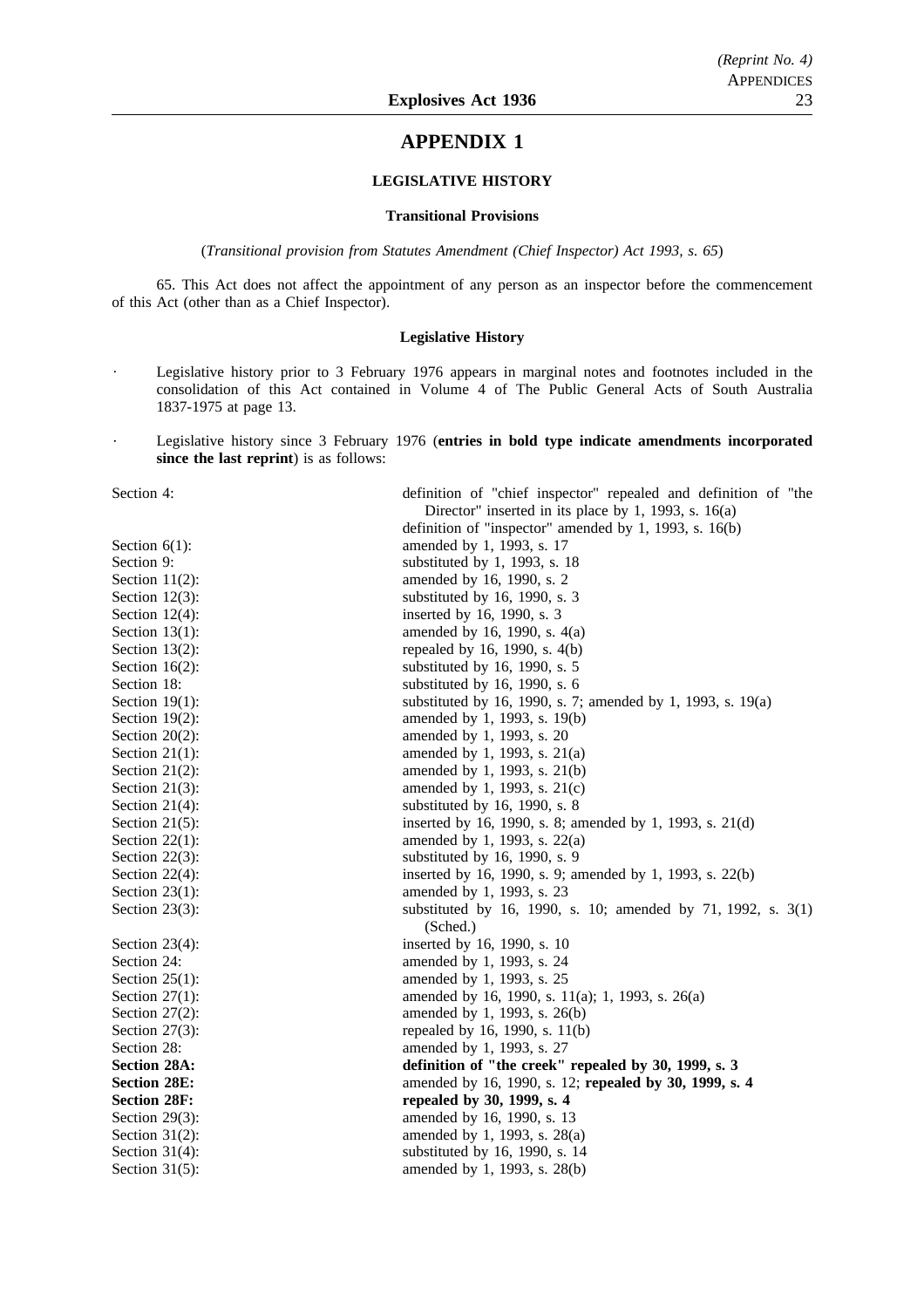# APPENDIX 1

## LEGISLATIVE HISTORY

### Transitional Provisions

(*Transitional provision from Statutes Amendment (Chief Inspector) Act 1993, s. 65*)

65. This Act does not affect the appointment of any person as an inspector before the commencement of this Act (other than as a Chief Inspector).

### Legislative History

- Legislative history prior to 3 February 1976 appears in marginal notes and footnotes included in the consolidation of this Act contained in Volume 4 of The Public General Acts of South Australia 1837-1975 at page 13.

- Legislative history since 3 February 1976 (**entries in bold type indicate amendments incorporated since the last reprint**) is as follows:

| | |
|---|---|
| Section 4: | definition of "chief inspector" repealed and definition of "the Director" inserted in its place by 1, 1993, s. 16(a) |
| | definition of "inspector" amended by 1, 1993, s. 16(b) |
| Section 6(1): | amended by 1, 1993, s. 17 |
| Section 9: | substituted by 1, 1993, s. 18 |
| Section 11(2): | amended by 16, 1990, s. 2 |
| Section 12(3): | substituted by 16, 1990, s. 3 |
| Section 12(4): | inserted by 16, 1990, s. 3 |
| Section 13(1): | amended by 16, 1990, s. 4(a) |
| Section 13(2): | repealed by 16, 1990, s. 4(b) |
| Section 16(2): | substituted by 16, 1990, s. 5 |
| Section 18: | substituted by 16, 1990, s. 6 |
| Section 19(1): | substituted by 16, 1990, s. 7; amended by 1, 1993, s. 19(a) |
| Section 19(2): | amended by 1, 1993, s. 19(b) |
| Section 20(2): | amended by 1, 1993, s. 20 |
| Section 21(1): | amended by 1, 1993, s. 21(a) |
| Section 21(2): | amended by 1, 1993, s. 21(b) |
| Section 21(3): | amended by 1, 1993, s. 21(c) |
| Section 21(4): | substituted by 16, 1990, s. 8 |
| Section 21(5): | inserted by 16, 1990, s. 8; amended by 1, 1993, s. 21(d) |
| Section 22(1): | amended by 1, 1993, s. 22(a) |
| Section 22(3): | substituted by 16, 1990, s. 9 |
| Section 22(4): | inserted by 16, 1990, s. 9; amended by 1, 1993, s. 22(b) |
| Section 23(1): | amended by 1, 1993, s. 23 |
| Section 23(3): | substituted by 16, 1990, s. 10; amended by 71, 1992, s. 3(1) (Sched.) |
| Section 23(4): | inserted by 16, 1990, s. 10 |
| Section 24: | amended by 1, 1993, s. 24 |
| Section 25(1): | amended by 1, 1993, s. 25 |
| Section 27(1): | amended by 16, 1990, s. 11(a); 1, 1993, s. 26(a) |
| Section 27(2): | amended by 1, 1993, s. 26(b) |
| Section 27(3): | repealed by 16, 1990, s. 11(b) |
| Section 28: | amended by 1, 1993, s. 27 |
| **Section 28A:** | **definition of "the creek" repealed by 30, 1999, s. 3** |
| **Section 28E:** | amended by 16, 1990, s. 12; **repealed by 30, 1999, s. 4** |
| **Section 28F:** | **repealed by 30, 1999, s. 4** |
| Section 29(3): | amended by 16, 1990, s. 13 |
| Section 31(2): | amended by 1, 1993, s. 28(a) |
| Section 31(4): | substituted by 16, 1990, s. 14 |
| Section 31(5): | amended by 1, 1993, s. 28(b) |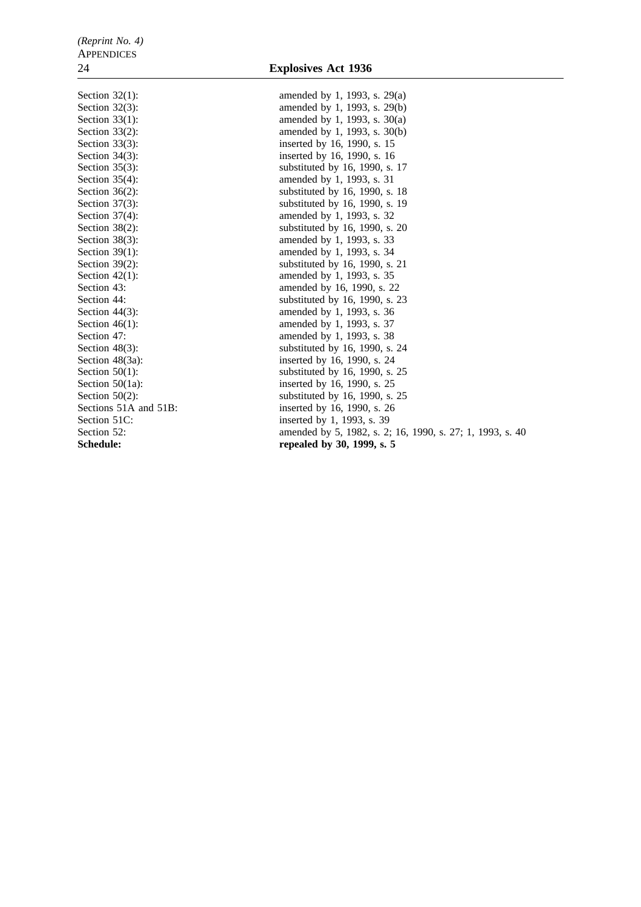| | |
|---|---|
| Section 32(1): | amended by 1, 1993, s. 29(a) |
| Section 32(3): | amended by 1, 1993, s. 29(b) |
| Section 33(1): | amended by 1, 1993, s. 30(a) |
| Section 33(2): | amended by 1, 1993, s. 30(b) |
| Section 33(3): | inserted by 16, 1990, s. 15 |
| Section 34(3): | inserted by 16, 1990, s. 16 |
| Section 35(3): | substituted by 16, 1990, s. 17 |
| Section 35(4): | amended by 1, 1993, s. 31 |
| Section 36(2): | substituted by 16, 1990, s. 18 |
| Section 37(3): | substituted by 16, 1990, s. 19 |
| Section 37(4): | amended by 1, 1993, s. 32 |
| Section 38(2): | substituted by 16, 1990, s. 20 |
| Section 38(3): | amended by 1, 1993, s. 33 |
| Section 39(1): | amended by 1, 1993, s. 34 |
| Section 39(2): | substituted by 16, 1990, s. 21 |
| Section 42(1): | amended by 1, 1993, s. 35 |
| Section 43: | amended by 16, 1990, s. 22 |
| Section 44: | substituted by 16, 1990, s. 23 |
| Section 44(3): | amended by 1, 1993, s. 36 |
| Section 46(1): | amended by 1, 1993, s. 37 |
| Section 47: | amended by 1, 1993, s. 38 |
| Section 48(3): | substituted by 16, 1990, s. 24 |
| Section 48(3a): | inserted by 16, 1990, s. 24 |
| Section 50(1): | substituted by 16, 1990, s. 25 |
| Section 50(1a): | inserted by 16, 1990, s. 25 |
| Section 50(2): | substituted by 16, 1990, s. 25 |
| Sections 51A and 51B: | inserted by 16, 1990, s. 26 |
| Section 51C: | inserted by 1, 1993, s. 39 |
| Section 52: | amended by 5, 1982, s. 2; 16, 1990, s. 27; 1, 1993, s. 40 |
| **Schedule:** | **repealed by 30, 1999, s. 5** |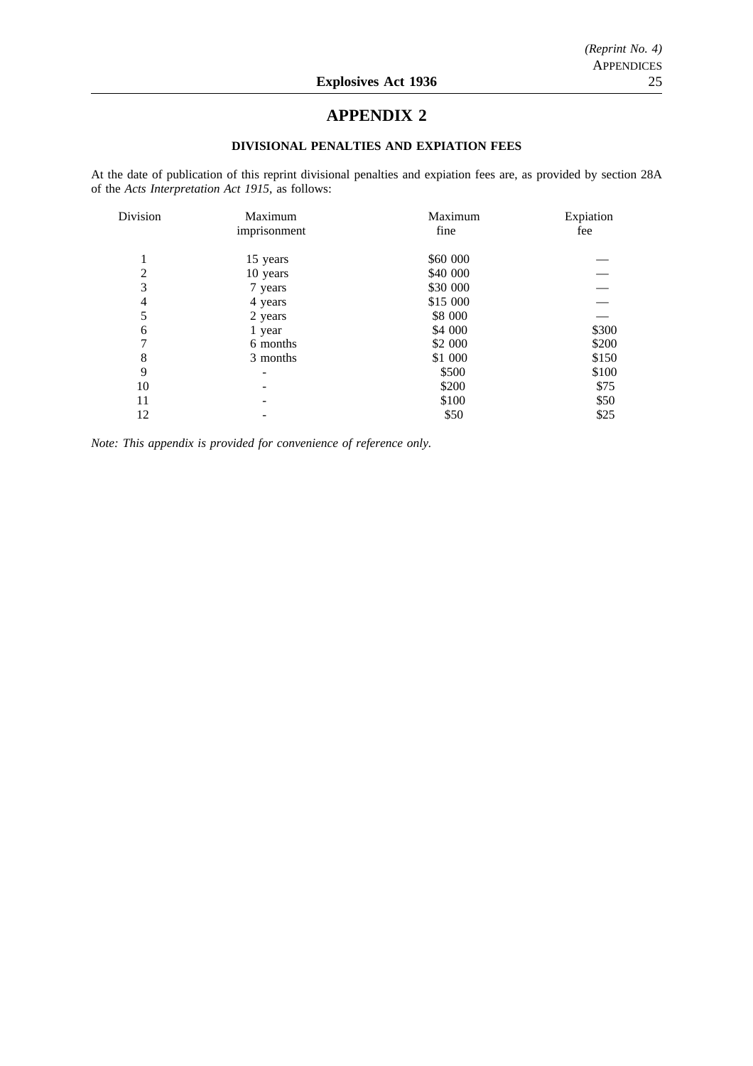# APPENDIX 2

## DIVISIONAL PENALTIES AND EXPIATION FEES

At the date of publication of this reprint divisional penalties and expiation fees are, as provided by section 28A of the *Acts Interpretation Act 1915*, as follows:

| Division | Maximum imprisonment | Maximum fine | Expiation fee |
|---|---|---|---|
| 1 | 15 years | $60 000 | — |
| 2 | 10 years | $40 000 | — |
| 3 | 7 years | $30 000 | — |
| 4 | 4 years | $15 000 | — |
| 5 | 2 years | $8 000 | — |
| 6 | 1 year | $4 000 | $300 |
| 7 | 6 months | $2 000 | $200 |
| 8 | 3 months | $1 000 | $150 |
| 9 | - | $500 | $100 |
| 10 | - | $200 | $75 |
| 11 | - | $100 | $50 |
| 12 | - | $50 | $25 |

*Note: This appendix is provided for convenience of reference only.*